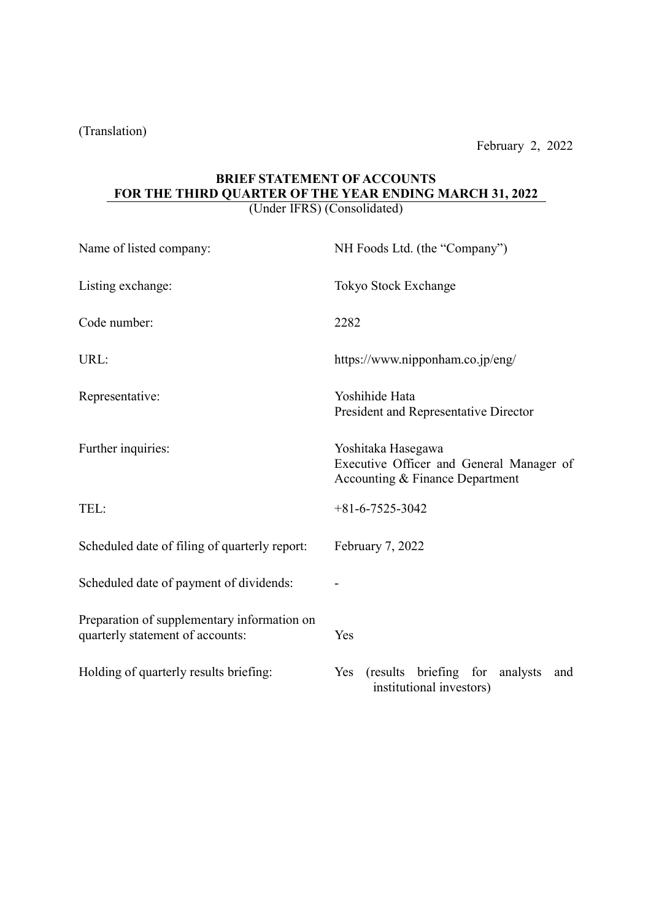(Translation)

February 2, 2022

# BRIEF STATEMENT OF ACCOUNTS FOR THE THIRD QUARTER OF THE YEAR ENDING MARCH 31, 2022

(Under IFRS) (Consolidated)

| | |
|---|---|
| Name of listed company: | NH Foods Ltd. (the "Company") |
| Listing exchange: | Tokyo Stock Exchange |
| Code number: | 2282 |
| URL: | https://www.nipponham.co.jp/eng/ |
| Representative: | Yoshihide Hata<br>President and Representative Director |
| Further inquiries: | Yoshitaka Hasegawa<br>Executive Officer and General Manager of Accounting & Finance Department |
| TEL: | +81-6-7525-3042 |
| Scheduled date of filing of quarterly report: | February 7, 2022 |
| Scheduled date of payment of dividends: | - |
| Preparation of supplementary information on quarterly statement of accounts: | Yes |
| Holding of quarterly results briefing: | Yes (results briefing for analysts and institutional investors) |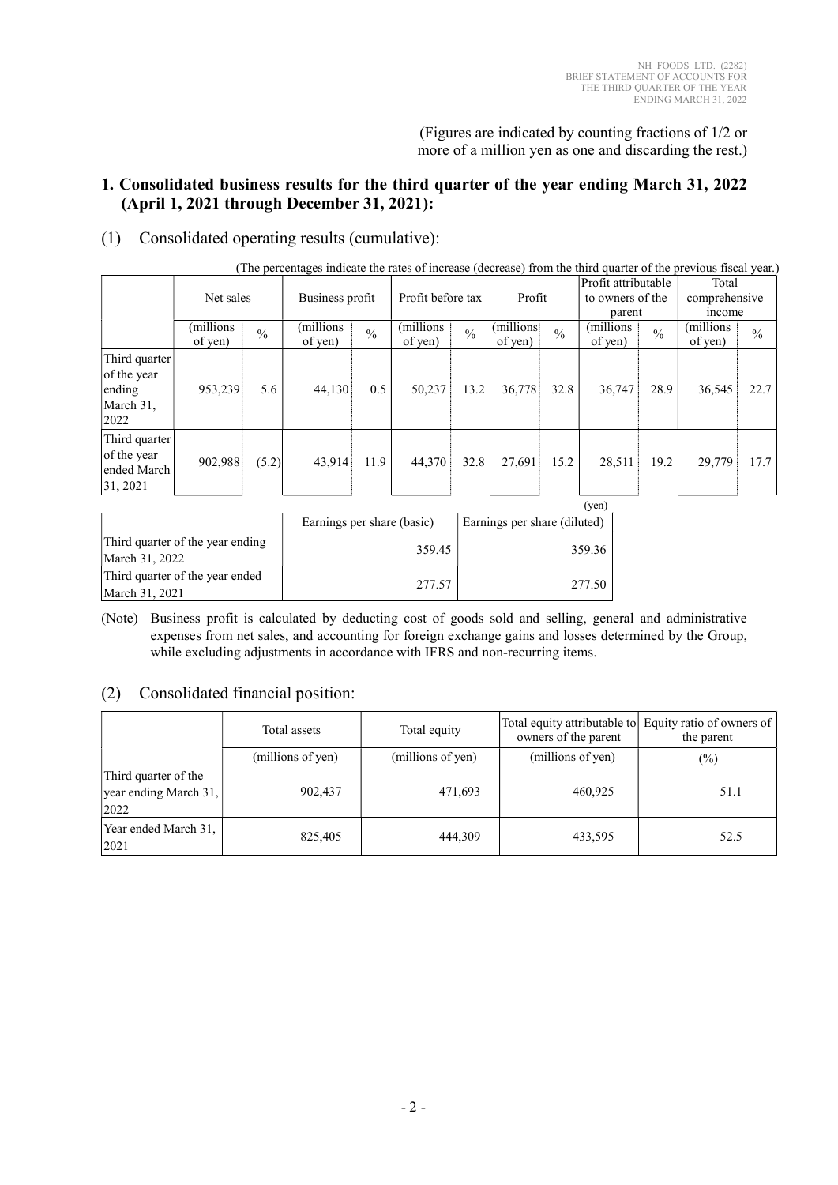(Figures are indicated by counting fractions of 1/2 or more of a million yen as one and discarding the rest.)

## 1. Consolidated business results for the third quarter of the year ending March 31, 2022 (April 1, 2021 through December 31, 2021):

### (1) Consolidated operating results (cumulative):

(The percentages indicate the rates of increase (decrease) from the third quarter of the previous fiscal year.)

| | Net sales | | Business profit | | Profit before tax | | Profit | | Profit attributable to owners of the parent | | Total comprehensive income | |
|---|---|---|---|---|---|---|---|---|---|---|---|---|
| | (millions of yen) | % | (millions of yen) | % | (millions of yen) | % | (millions of yen) | % | (millions of yen) | % | (millions of yen) | % |
| Third quarter of the year ending March 31, 2022 | 953,239 | 5.6 | 44,130 | 0.5 | 50,237 | 13.2 | 36,778 | 32.8 | 36,747 | 28.9 | 36,545 | 22.7 |
| Third quarter of the year ended March 31, 2021 | 902,988 | (5.2) | 43,914 | 11.9 | 44,370 | 32.8 | 27,691 | 15.2 | 28,511 | 19.2 | 29,779 | 17.7 |

(yen)

| | Earnings per share (basic) | Earnings per share (diluted) |
|---|---|---|
| Third quarter of the year ending March 31, 2022 | 359.45 | 359.36 |
| Third quarter of the year ended March 31, 2021 | 277.57 | 277.50 |

(Note) Business profit is calculated by deducting cost of goods sold and selling, general and administrative expenses from net sales, and accounting for foreign exchange gains and losses determined by the Group, while excluding adjustments in accordance with IFRS and non-recurring items.

### (2) Consolidated financial position:

| | Total assets | Total equity | Total equity attributable to owners of the parent | Equity ratio of owners of the parent |
|---|---|---|---|---|
| | (millions of yen) | (millions of yen) | (millions of yen) | (%) |
| Third quarter of the year ending March 31, 2022 | 902,437 | 471,693 | 460,925 | 51.1 |
| Year ended March 31, 2021 | 825,405 | 444,309 | 433,595 | 52.5 |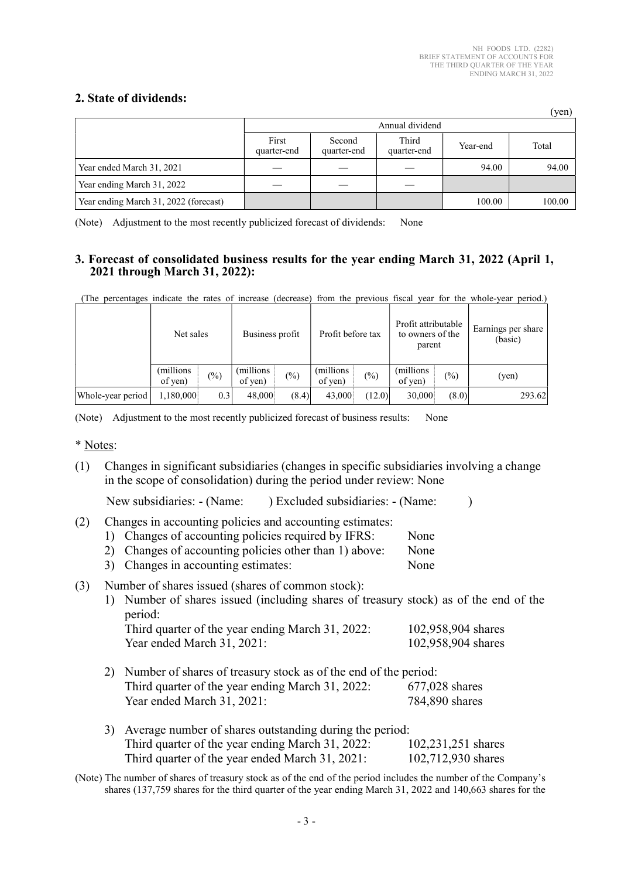## 2. State of dividends:

(yen)

| | Annual dividend | | | | |
|---|---|---|---|---|---|
| | First quarter-end | Second quarter-end | Third quarter-end | Year-end | Total |
| Year ended March 31, 2021 | — | — | — | 94.00 | 94.00 |
| Year ending March 31, 2022 | — | — | — | | |
| Year ending March 31, 2022 (forecast) | | | | 100.00 | 100.00 |

(Note) Adjustment to the most recently publicized forecast of dividends: None

## 3. Forecast of consolidated business results for the year ending March 31, 2022 (April 1, 2021 through March 31, 2022):

(The percentages indicate the rates of increase (decrease) from the previous fiscal year for the whole-year period.)

| | Net sales | | Business profit | | Profit before tax | | Profit attributable to owners of the parent | | Earnings per share (basic) |
|---|---|---|---|---|---|---|---|---|---|
| | (millions of yen) | (%) | (millions of yen) | (%) | (millions of yen) | (%) | (millions of yen) | (%) | (yen) |
| Whole-year period | 1,180,000 | 0.3 | 48,000 | (8.4) | 43,000 | (12.0) | 30,000 | (8.0) | 293.62 |

(Note) Adjustment to the most recently publicized forecast of business results: None

\* Notes:

(1) Changes in significant subsidiaries (changes in specific subsidiaries involving a change in the scope of consolidation) during the period under review: None

New subsidiaries: - (Name: ) Excluded subsidiaries: - (Name: )

(2) Changes in accounting policies and accounting estimates:
1) Changes of accounting policies required by IFRS: None
2) Changes of accounting policies other than 1) above: None
3) Changes in accounting estimates: None

(3) Number of shares issued (shares of common stock):
1) Number of shares issued (including shares of treasury stock) as of the end of the period:
Third quarter of the year ending March 31, 2022: 102,958,904 shares
Year ended March 31, 2021: 102,958,904 shares

2) Number of shares of treasury stock as of the end of the period:
Third quarter of the year ending March 31, 2022: 677,028 shares
Year ended March 31, 2021: 784,890 shares

3) Average number of shares outstanding during the period:
Third quarter of the year ending March 31, 2022: 102,231,251 shares
Third quarter of the year ended March 31, 2021: 102,712,930 shares

(Note) The number of shares of treasury stock as of the end of the period includes the number of the Company's shares (137,759 shares for the third quarter of the year ending March 31, 2022 and 140,663 shares for the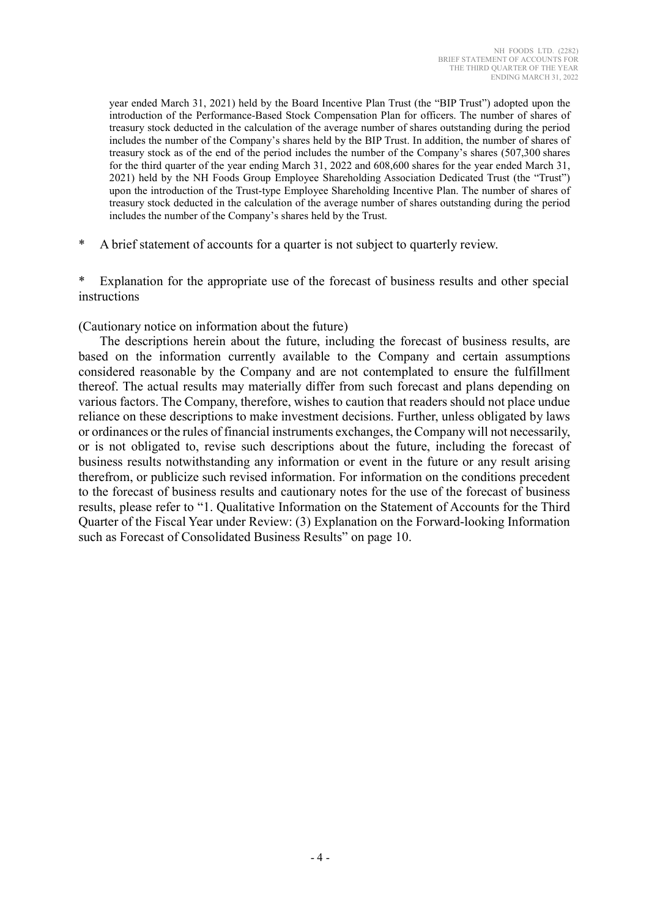year ended March 31, 2021) held by the Board Incentive Plan Trust (the "BIP Trust") adopted upon the introduction of the Performance-Based Stock Compensation Plan for officers. The number of shares of treasury stock deducted in the calculation of the average number of shares outstanding during the period includes the number of the Company's shares held by the BIP Trust. In addition, the number of shares of treasury stock as of the end of the period includes the number of the Company's shares (507,300 shares for the third quarter of the year ending March 31, 2022 and 608,600 shares for the year ended March 31, 2021) held by the NH Foods Group Employee Shareholding Association Dedicated Trust (the "Trust") upon the introduction of the Trust-type Employee Shareholding Incentive Plan. The number of shares of treasury stock deducted in the calculation of the average number of shares outstanding during the period includes the number of the Company's shares held by the Trust.

\* A brief statement of accounts for a quarter is not subject to quarterly review.

\* Explanation for the appropriate use of the forecast of business results and other special instructions

(Cautionary notice on information about the future)

The descriptions herein about the future, including the forecast of business results, are based on the information currently available to the Company and certain assumptions considered reasonable by the Company and are not contemplated to ensure the fulfillment thereof. The actual results may materially differ from such forecast and plans depending on various factors. The Company, therefore, wishes to caution that readers should not place undue reliance on these descriptions to make investment decisions. Further, unless obligated by laws or ordinances or the rules of financial instruments exchanges, the Company will not necessarily, or is not obligated to, revise such descriptions about the future, including the forecast of business results notwithstanding any information or event in the future or any result arising therefrom, or publicize such revised information. For information on the conditions precedent to the forecast of business results and cautionary notes for the use of the forecast of business results, please refer to "1. Qualitative Information on the Statement of Accounts for the Third Quarter of the Fiscal Year under Review: (3) Explanation on the Forward-looking Information such as Forecast of Consolidated Business Results" on page 10.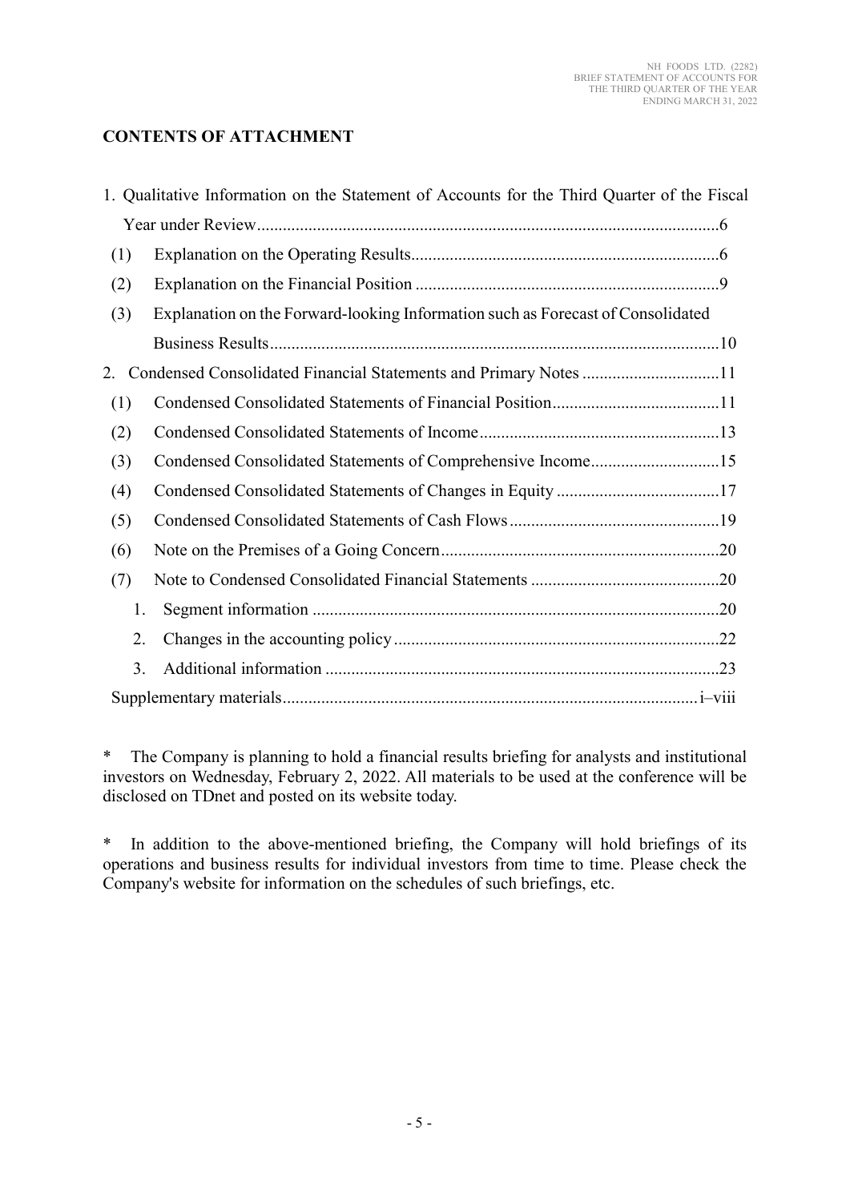## CONTENTS OF ATTACHMENT

1. Qualitative Information on the Statement of Accounts for the Third Quarter of the Fiscal Year under Review....6
   - (1) Explanation on the Operating Results....6
   - (2) Explanation on the Financial Position....9
   - (3) Explanation on the Forward-looking Information such as Forecast of Consolidated Business Results....10
2. Condensed Consolidated Financial Statements and Primary Notes....11
   - (1) Condensed Consolidated Statements of Financial Position....11
   - (2) Condensed Consolidated Statements of Income....13
   - (3) Condensed Consolidated Statements of Comprehensive Income....15
   - (4) Condensed Consolidated Statements of Changes in Equity....17
   - (5) Condensed Consolidated Statements of Cash Flows....19
   - (6) Note on the Premises of a Going Concern....20
   - (7) Note to Condensed Consolidated Financial Statements....20
     1. Segment information....20
     2. Changes in the accounting policy....22
     3. Additional information....23

Supplementary materials....i–viii

\* The Company is planning to hold a financial results briefing for analysts and institutional investors on Wednesday, February 2, 2022. All materials to be used at the conference will be disclosed on TDnet and posted on its website today.

\* In addition to the above-mentioned briefing, the Company will hold briefings of its operations and business results for individual investors from time to time. Please check the Company's website for information on the schedules of such briefings, etc.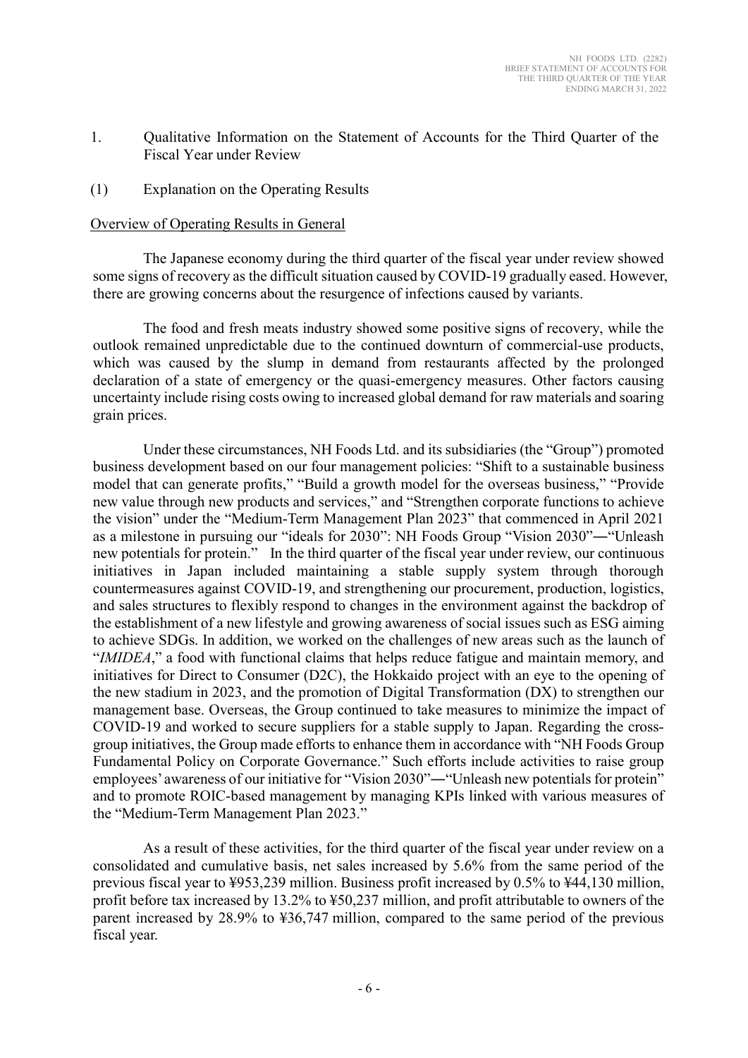1. Qualitative Information on the Statement of Accounts for the Third Quarter of the Fiscal Year under Review

(1) Explanation on the Operating Results

Overview of Operating Results in General

The Japanese economy during the third quarter of the fiscal year under review showed some signs of recovery as the difficult situation caused by COVID-19 gradually eased. However, there are growing concerns about the resurgence of infections caused by variants.

The food and fresh meats industry showed some positive signs of recovery, while the outlook remained unpredictable due to the continued downturn of commercial-use products, which was caused by the slump in demand from restaurants affected by the prolonged declaration of a state of emergency or the quasi-emergency measures. Other factors causing uncertainty include rising costs owing to increased global demand for raw materials and soaring grain prices.

Under these circumstances, NH Foods Ltd. and its subsidiaries (the "Group") promoted business development based on our four management policies: "Shift to a sustainable business model that can generate profits," "Build a growth model for the overseas business," "Provide new value through new products and services," and "Strengthen corporate functions to achieve the vision" under the "Medium-Term Management Plan 2023" that commenced in April 2021 as a milestone in pursuing our "ideals for 2030": NH Foods Group "Vision 2030"―"Unleash new potentials for protein." In the third quarter of the fiscal year under review, our continuous initiatives in Japan included maintaining a stable supply system through thorough countermeasures against COVID-19, and strengthening our procurement, production, logistics, and sales structures to flexibly respond to changes in the environment against the backdrop of the establishment of a new lifestyle and growing awareness of social issues such as ESG aiming to achieve SDGs. In addition, we worked on the challenges of new areas such as the launch of "*IMIDEA*," a food with functional claims that helps reduce fatigue and maintain memory, and initiatives for Direct to Consumer (D2C), the Hokkaido project with an eye to the opening of the new stadium in 2023, and the promotion of Digital Transformation (DX) to strengthen our management base. Overseas, the Group continued to take measures to minimize the impact of COVID-19 and worked to secure suppliers for a stable supply to Japan. Regarding the cross-group initiatives, the Group made efforts to enhance them in accordance with "NH Foods Group Fundamental Policy on Corporate Governance." Such efforts include activities to raise group employees' awareness of our initiative for "Vision 2030"―"Unleash new potentials for protein" and to promote ROIC-based management by managing KPIs linked with various measures of the "Medium-Term Management Plan 2023."

As a result of these activities, for the third quarter of the fiscal year under review on a consolidated and cumulative basis, net sales increased by 5.6% from the same period of the previous fiscal year to ¥953,239 million. Business profit increased by 0.5% to ¥44,130 million, profit before tax increased by 13.2% to ¥50,237 million, and profit attributable to owners of the parent increased by 28.9% to ¥36,747 million, compared to the same period of the previous fiscal year.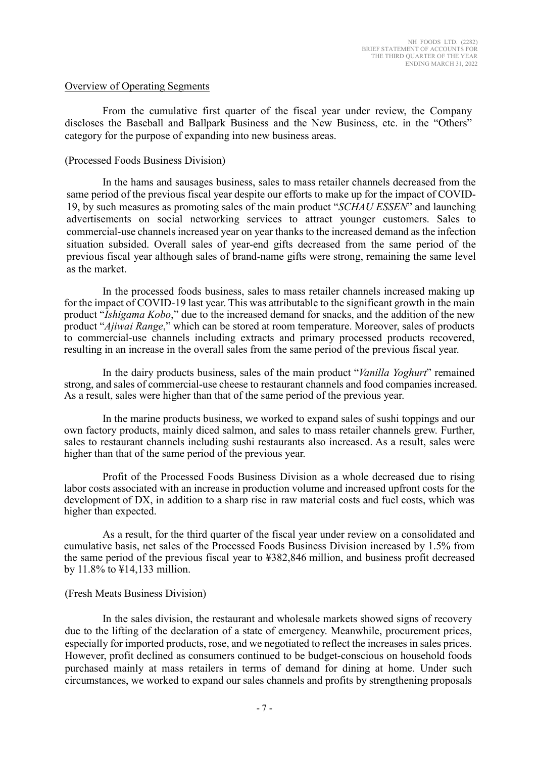## Overview of Operating Segments

From the cumulative first quarter of the fiscal year under review, the Company discloses the Baseball and Ballpark Business and the New Business, etc. in the "Others" category for the purpose of expanding into new business areas.

### (Processed Foods Business Division)

In the hams and sausages business, sales to mass retailer channels decreased from the same period of the previous fiscal year despite our efforts to make up for the impact of COVID-19, by such measures as promoting sales of the main product "*SCHAU ESSEN*" and launching advertisements on social networking services to attract younger customers. Sales to commercial-use channels increased year on year thanks to the increased demand as the infection situation subsided. Overall sales of year-end gifts decreased from the same period of the previous fiscal year although sales of brand-name gifts were strong, remaining the same level as the market.

In the processed foods business, sales to mass retailer channels increased making up for the impact of COVID-19 last year. This was attributable to the significant growth in the main product "*Ishigama Kobo*," due to the increased demand for snacks, and the addition of the new product "*Ajiwai Range*," which can be stored at room temperature. Moreover, sales of products to commercial-use channels including extracts and primary processed products recovered, resulting in an increase in the overall sales from the same period of the previous fiscal year.

In the dairy products business, sales of the main product "*Vanilla Yoghurt*" remained strong, and sales of commercial-use cheese to restaurant channels and food companies increased. As a result, sales were higher than that of the same period of the previous year.

In the marine products business, we worked to expand sales of sushi toppings and our own factory products, mainly diced salmon, and sales to mass retailer channels grew. Further, sales to restaurant channels including sushi restaurants also increased. As a result, sales were higher than that of the same period of the previous year.

Profit of the Processed Foods Business Division as a whole decreased due to rising labor costs associated with an increase in production volume and increased upfront costs for the development of DX, in addition to a sharp rise in raw material costs and fuel costs, which was higher than expected.

As a result, for the third quarter of the fiscal year under review on a consolidated and cumulative basis, net sales of the Processed Foods Business Division increased by 1.5% from the same period of the previous fiscal year to ¥382,846 million, and business profit decreased by 11.8% to ¥14,133 million.

### (Fresh Meats Business Division)

In the sales division, the restaurant and wholesale markets showed signs of recovery due to the lifting of the declaration of a state of emergency. Meanwhile, procurement prices, especially for imported products, rose, and we negotiated to reflect the increases in sales prices. However, profit declined as consumers continued to be budget-conscious on household foods purchased mainly at mass retailers in terms of demand for dining at home. Under such circumstances, we worked to expand our sales channels and profits by strengthening proposals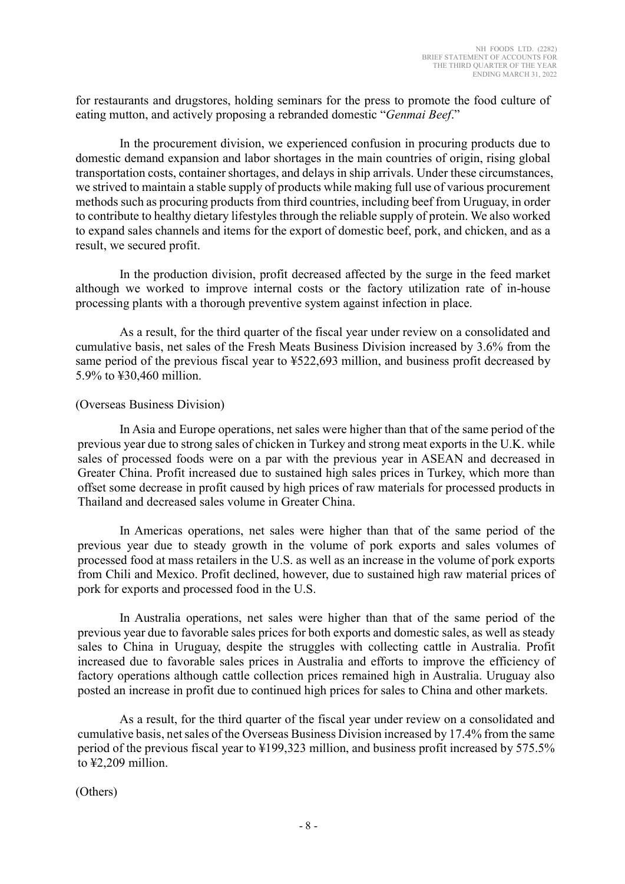for restaurants and drugstores, holding seminars for the press to promote the food culture of eating mutton, and actively proposing a rebranded domestic "*Genmai Beef*."

In the procurement division, we experienced confusion in procuring products due to domestic demand expansion and labor shortages in the main countries of origin, rising global transportation costs, container shortages, and delays in ship arrivals. Under these circumstances, we strived to maintain a stable supply of products while making full use of various procurement methods such as procuring products from third countries, including beef from Uruguay, in order to contribute to healthy dietary lifestyles through the reliable supply of protein. We also worked to expand sales channels and items for the export of domestic beef, pork, and chicken, and as a result, we secured profit.

In the production division, profit decreased affected by the surge in the feed market although we worked to improve internal costs or the factory utilization rate of in-house processing plants with a thorough preventive system against infection in place.

As a result, for the third quarter of the fiscal year under review on a consolidated and cumulative basis, net sales of the Fresh Meats Business Division increased by 3.6% from the same period of the previous fiscal year to ¥522,693 million, and business profit decreased by 5.9% to ¥30,460 million.

(Overseas Business Division)

In Asia and Europe operations, net sales were higher than that of the same period of the previous year due to strong sales of chicken in Turkey and strong meat exports in the U.K. while sales of processed foods were on a par with the previous year in ASEAN and decreased in Greater China. Profit increased due to sustained high sales prices in Turkey, which more than offset some decrease in profit caused by high prices of raw materials for processed products in Thailand and decreased sales volume in Greater China.

In Americas operations, net sales were higher than that of the same period of the previous year due to steady growth in the volume of pork exports and sales volumes of processed food at mass retailers in the U.S. as well as an increase in the volume of pork exports from Chili and Mexico. Profit declined, however, due to sustained high raw material prices of pork for exports and processed food in the U.S.

In Australia operations, net sales were higher than that of the same period of the previous year due to favorable sales prices for both exports and domestic sales, as well as steady sales to China in Uruguay, despite the struggles with collecting cattle in Australia. Profit increased due to favorable sales prices in Australia and efforts to improve the efficiency of factory operations although cattle collection prices remained high in Australia. Uruguay also posted an increase in profit due to continued high prices for sales to China and other markets.

As a result, for the third quarter of the fiscal year under review on a consolidated and cumulative basis, net sales of the Overseas Business Division increased by 17.4% from the same period of the previous fiscal year to ¥199,323 million, and business profit increased by 575.5% to ¥2,209 million.

(Others)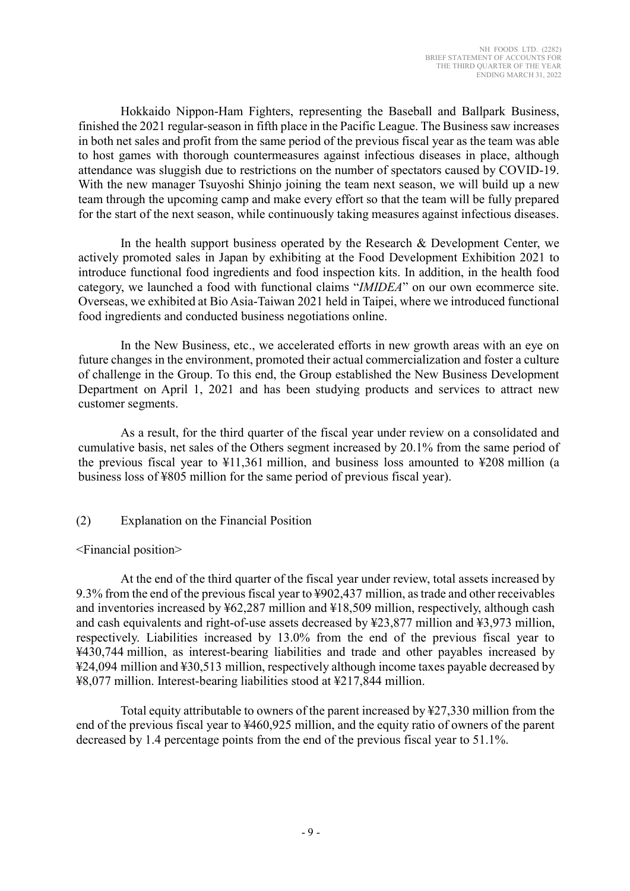Hokkaido Nippon-Ham Fighters, representing the Baseball and Ballpark Business, finished the 2021 regular-season in fifth place in the Pacific League. The Business saw increases in both net sales and profit from the same period of the previous fiscal year as the team was able to host games with thorough countermeasures against infectious diseases in place, although attendance was sluggish due to restrictions on the number of spectators caused by COVID-19. With the new manager Tsuyoshi Shinjo joining the team next season, we will build up a new team through the upcoming camp and make every effort so that the team will be fully prepared for the start of the next season, while continuously taking measures against infectious diseases.

In the health support business operated by the Research & Development Center, we actively promoted sales in Japan by exhibiting at the Food Development Exhibition 2021 to introduce functional food ingredients and food inspection kits. In addition, in the health food category, we launched a food with functional claims "*IMIDEA*" on our own ecommerce site. Overseas, we exhibited at Bio Asia-Taiwan 2021 held in Taipei, where we introduced functional food ingredients and conducted business negotiations online.

In the New Business, etc., we accelerated efforts in new growth areas with an eye on future changes in the environment, promoted their actual commercialization and foster a culture of challenge in the Group. To this end, the Group established the New Business Development Department on April 1, 2021 and has been studying products and services to attract new customer segments.

As a result, for the third quarter of the fiscal year under review on a consolidated and cumulative basis, net sales of the Others segment increased by 20.1% from the same period of the previous fiscal year to ¥11,361 million, and business loss amounted to ¥208 million (a business loss of ¥805 million for the same period of previous fiscal year).

## (2) Explanation on the Financial Position

<Financial position>

At the end of the third quarter of the fiscal year under review, total assets increased by 9.3% from the end of the previous fiscal year to ¥902,437 million, as trade and other receivables and inventories increased by ¥62,287 million and ¥18,509 million, respectively, although cash and cash equivalents and right-of-use assets decreased by ¥23,877 million and ¥3,973 million, respectively. Liabilities increased by 13.0% from the end of the previous fiscal year to ¥430,744 million, as interest-bearing liabilities and trade and other payables increased by ¥24,094 million and ¥30,513 million, respectively although income taxes payable decreased by ¥8,077 million. Interest-bearing liabilities stood at ¥217,844 million.

Total equity attributable to owners of the parent increased by ¥27,330 million from the end of the previous fiscal year to ¥460,925 million, and the equity ratio of owners of the parent decreased by 1.4 percentage points from the end of the previous fiscal year to 51.1%.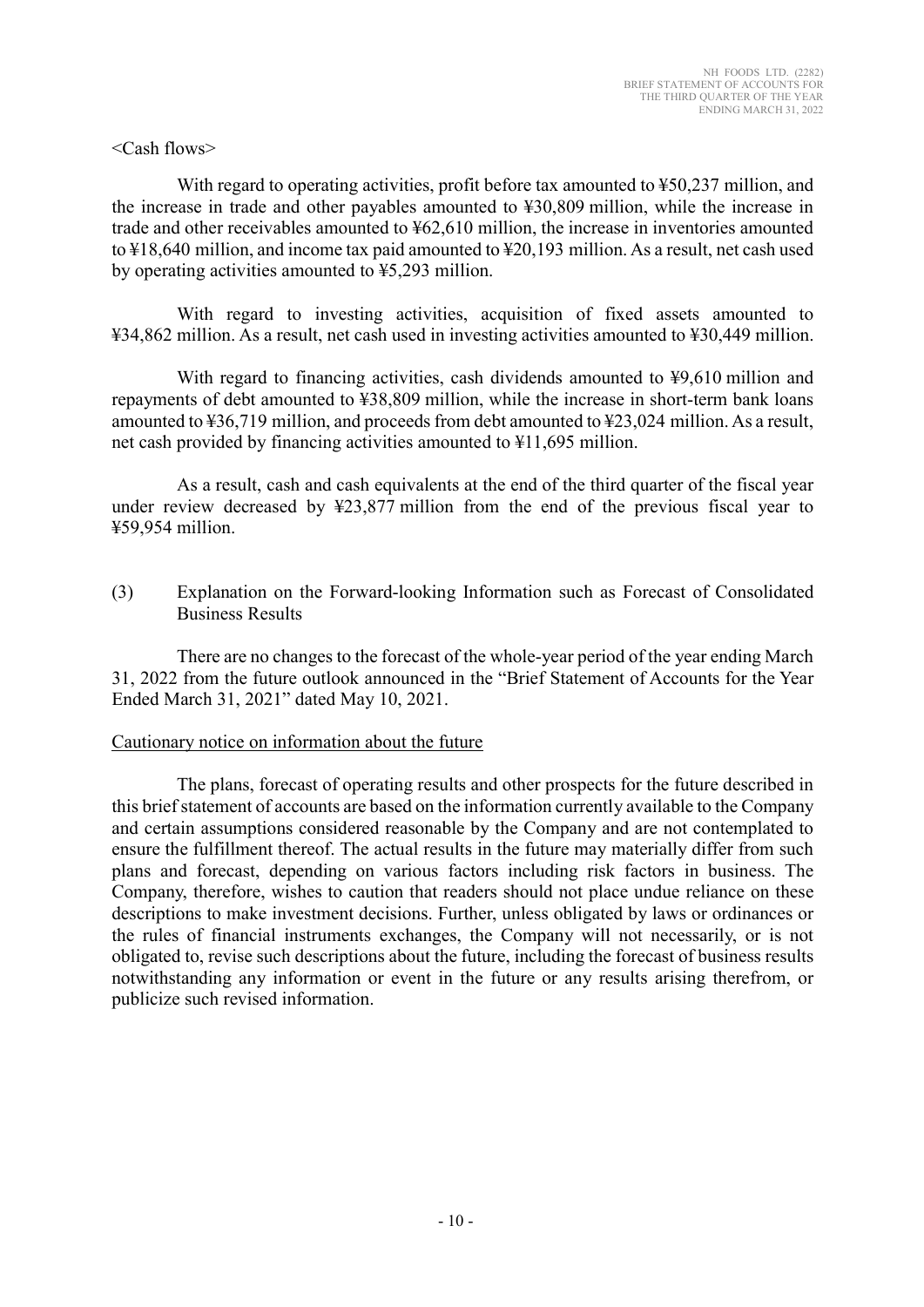<Cash flows>

With regard to operating activities, profit before tax amounted to ¥50,237 million, and the increase in trade and other payables amounted to ¥30,809 million, while the increase in trade and other receivables amounted to ¥62,610 million, the increase in inventories amounted to ¥18,640 million, and income tax paid amounted to ¥20,193 million. As a result, net cash used by operating activities amounted to ¥5,293 million.

With regard to investing activities, acquisition of fixed assets amounted to ¥34,862 million. As a result, net cash used in investing activities amounted to ¥30,449 million.

With regard to financing activities, cash dividends amounted to ¥9,610 million and repayments of debt amounted to ¥38,809 million, while the increase in short-term bank loans amounted to ¥36,719 million, and proceeds from debt amounted to ¥23,024 million. As a result, net cash provided by financing activities amounted to ¥11,695 million.

As a result, cash and cash equivalents at the end of the third quarter of the fiscal year under review decreased by ¥23,877 million from the end of the previous fiscal year to ¥59,954 million.

### (3) Explanation on the Forward-looking Information such as Forecast of Consolidated Business Results

There are no changes to the forecast of the whole-year period of the year ending March 31, 2022 from the future outlook announced in the "Brief Statement of Accounts for the Year Ended March 31, 2021" dated May 10, 2021.

Cautionary notice on information about the future

The plans, forecast of operating results and other prospects for the future described in this brief statement of accounts are based on the information currently available to the Company and certain assumptions considered reasonable by the Company and are not contemplated to ensure the fulfillment thereof. The actual results in the future may materially differ from such plans and forecast, depending on various factors including risk factors in business. The Company, therefore, wishes to caution that readers should not place undue reliance on these descriptions to make investment decisions. Further, unless obligated by laws or ordinances or the rules of financial instruments exchanges, the Company will not necessarily, or is not obligated to, revise such descriptions about the future, including the forecast of business results notwithstanding any information or event in the future or any results arising therefrom, or publicize such revised information.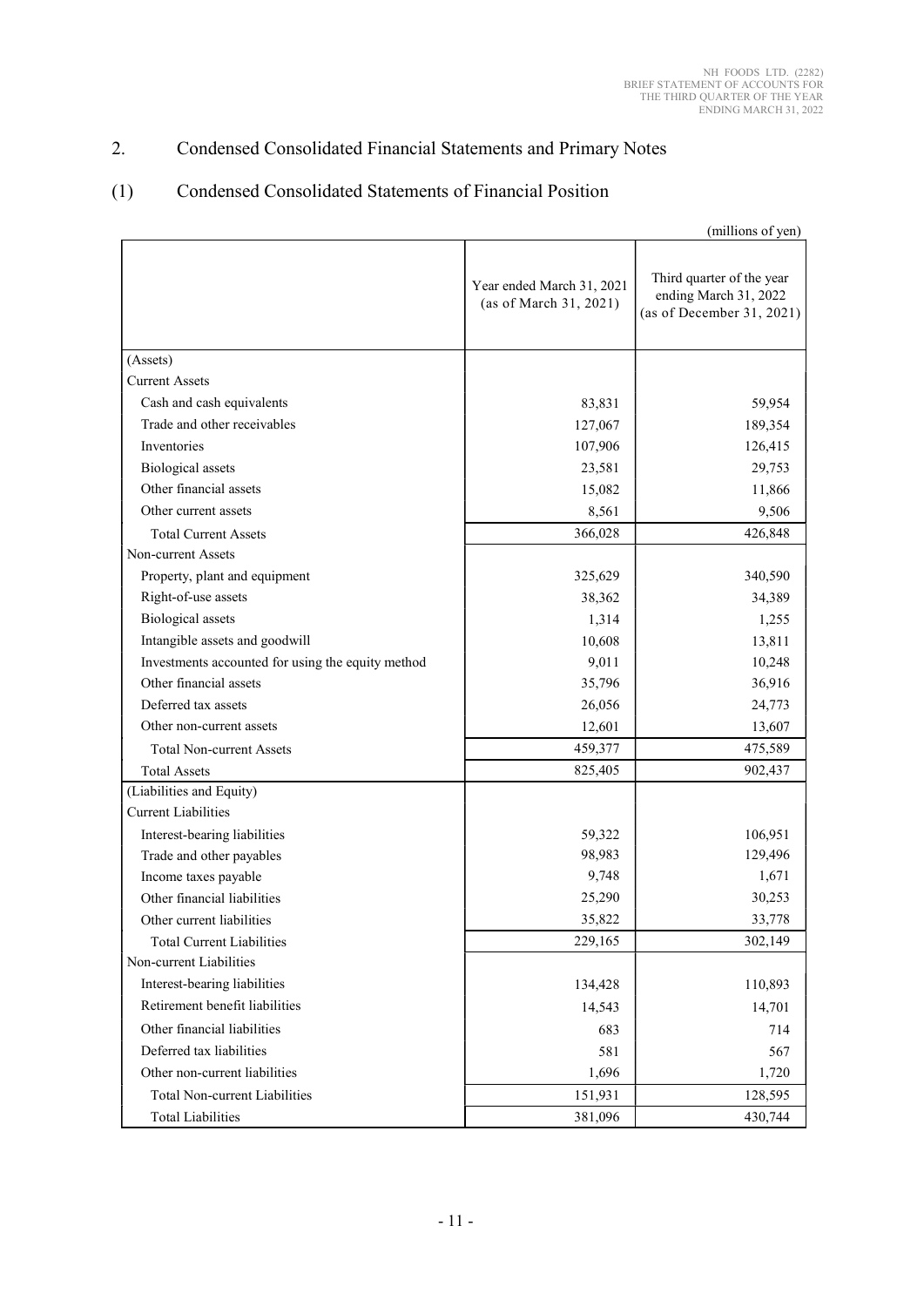## 2. Condensed Consolidated Financial Statements and Primary Notes

### (1) Condensed Consolidated Statements of Financial Position

(millions of yen)

| | Year ended March 31, 2021 (as of March 31, 2021) | Third quarter of the year ending March 31, 2022 (as of December 31, 2021) |
|---|---|---|
| (Assets) | | |
| Current Assets | | |
| Cash and cash equivalents | 83,831 | 59,954 |
| Trade and other receivables | 127,067 | 189,354 |
| Inventories | 107,906 | 126,415 |
| Biological assets | 23,581 | 29,753 |
| Other financial assets | 15,082 | 11,866 |
| Other current assets | 8,561 | 9,506 |
| Total Current Assets | 366,028 | 426,848 |
| Non-current Assets | | |
| Property, plant and equipment | 325,629 | 340,590 |
| Right-of-use assets | 38,362 | 34,389 |
| Biological assets | 1,314 | 1,255 |
| Intangible assets and goodwill | 10,608 | 13,811 |
| Investments accounted for using the equity method | 9,011 | 10,248 |
| Other financial assets | 35,796 | 36,916 |
| Deferred tax assets | 26,056 | 24,773 |
| Other non-current assets | 12,601 | 13,607 |
| Total Non-current Assets | 459,377 | 475,589 |
| Total Assets | 825,405 | 902,437 |
| (Liabilities and Equity) | | |
| Current Liabilities | | |
| Interest-bearing liabilities | 59,322 | 106,951 |
| Trade and other payables | 98,983 | 129,496 |
| Income taxes payable | 9,748 | 1,671 |
| Other financial liabilities | 25,290 | 30,253 |
| Other current liabilities | 35,822 | 33,778 |
| Total Current Liabilities | 229,165 | 302,149 |
| Non-current Liabilities | | |
| Interest-bearing liabilities | 134,428 | 110,893 |
| Retirement benefit liabilities | 14,543 | 14,701 |
| Other financial liabilities | 683 | 714 |
| Deferred tax liabilities | 581 | 567 |
| Other non-current liabilities | 1,696 | 1,720 |
| Total Non-current Liabilities | 151,931 | 128,595 |
| Total Liabilities | 381,096 | 430,744 |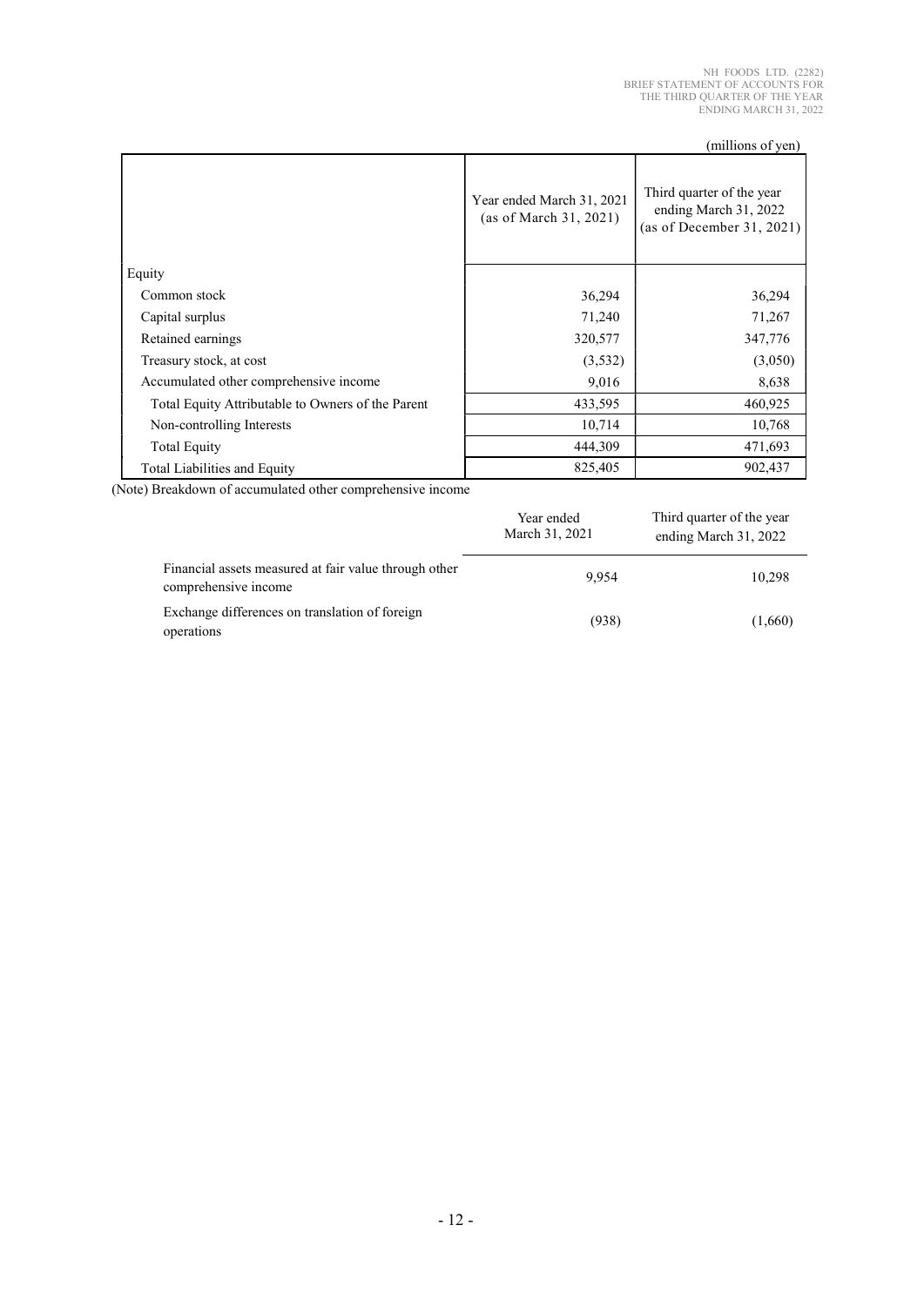(millions of yen)

| | Year ended March 31, 2021 (as of March 31, 2021) | Third quarter of the year ending March 31, 2022 (as of December 31, 2021) |
|---|---|---|
| Equity | | |
| Common stock | 36,294 | 36,294 |
| Capital surplus | 71,240 | 71,267 |
| Retained earnings | 320,577 | 347,776 |
| Treasury stock, at cost | (3,532) | (3,050) |
| Accumulated other comprehensive income | 9,016 | 8,638 |
| Total Equity Attributable to Owners of the Parent | 433,595 | 460,925 |
| Non-controlling Interests | 10,714 | 10,768 |
| Total Equity | 444,309 | 471,693 |
| Total Liabilities and Equity | 825,405 | 902,437 |

(Note) Breakdown of accumulated other comprehensive income

| | Year ended March 31, 2021 | Third quarter of the year ending March 31, 2022 |
|---|---|---|
| Financial assets measured at fair value through other comprehensive income | 9,954 | 10,298 |
| Exchange differences on translation of foreign operations | (938) | (1,660) |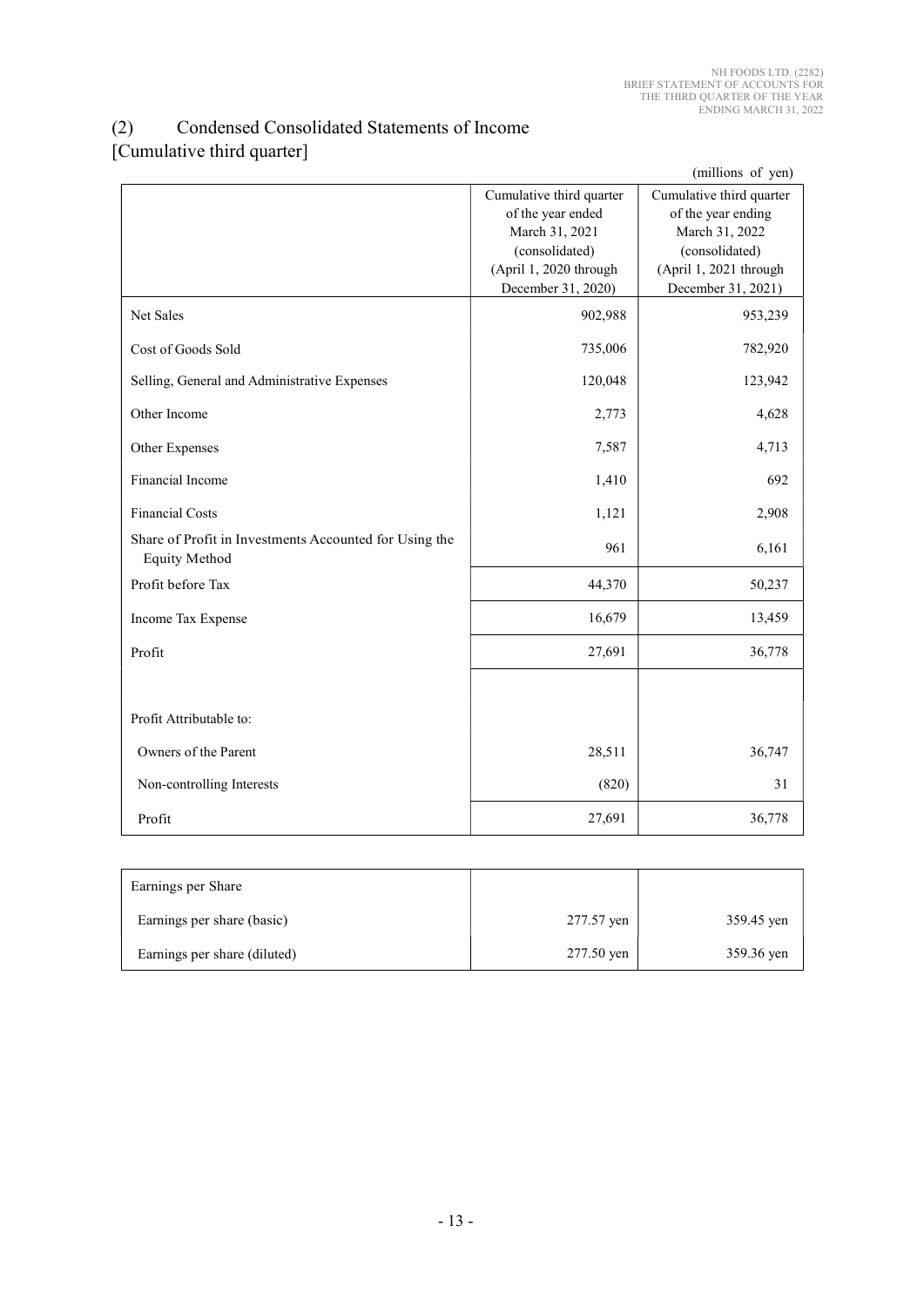## (2) Condensed Consolidated Statements of Income

[Cumulative third quarter]

(millions of yen)

| | Cumulative third quarter of the year ended March 31, 2021 (consolidated) (April 1, 2020 through December 31, 2020) | Cumulative third quarter of the year ending March 31, 2022 (consolidated) (April 1, 2021 through December 31, 2021) |
|---|---|---|
| Net Sales | 902,988 | 953,239 |
| Cost of Goods Sold | 735,006 | 782,920 |
| Selling, General and Administrative Expenses | 120,048 | 123,942 |
| Other Income | 2,773 | 4,628 |
| Other Expenses | 7,587 | 4,713 |
| Financial Income | 1,410 | 692 |
| Financial Costs | 1,121 | 2,908 |
| Share of Profit in Investments Accounted for Using the Equity Method | 961 | 6,161 |
| Profit before Tax | 44,370 | 50,237 |
| Income Tax Expense | 16,679 | 13,459 |
| Profit | 27,691 | 36,778 |
| | | |
| Profit Attributable to: | | |
| Owners of the Parent | 28,511 | 36,747 |
| Non-controlling Interests | (820) | 31 |
| Profit | 27,691 | 36,778 |

| | | |
|---|---|---|
| Earnings per Share | | |
| Earnings per share (basic) | 277.57 yen | 359.45 yen |
| Earnings per share (diluted) | 277.50 yen | 359.36 yen |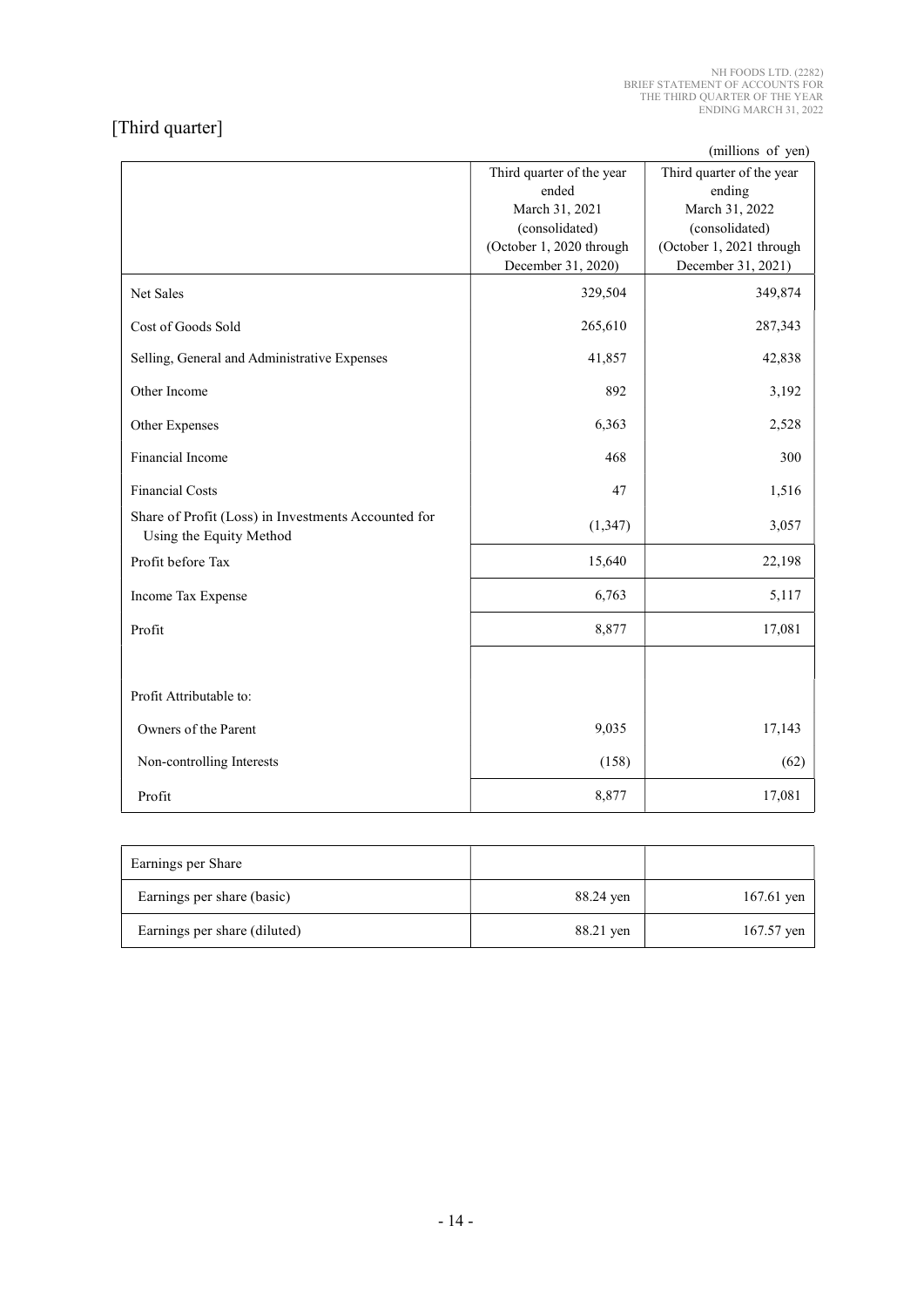[Third quarter]

(millions of yen)

| | Third quarter of the year ended March 31, 2021 (consolidated) (October 1, 2020 through December 31, 2020) | Third quarter of the year ending March 31, 2022 (consolidated) (October 1, 2021 through December 31, 2021) |
|---|---|---|
| Net Sales | 329,504 | 349,874 |
| Cost of Goods Sold | 265,610 | 287,343 |
| Selling, General and Administrative Expenses | 41,857 | 42,838 |
| Other Income | 892 | 3,192 |
| Other Expenses | 6,363 | 2,528 |
| Financial Income | 468 | 300 |
| Financial Costs | 47 | 1,516 |
| Share of Profit (Loss) in Investments Accounted for Using the Equity Method | (1,347) | 3,057 |
| Profit before Tax | 15,640 | 22,198 |
| Income Tax Expense | 6,763 | 5,117 |
| Profit | 8,877 | 17,081 |
| | | |
| Profit Attributable to: | | |
| Owners of the Parent | 9,035 | 17,143 |
| Non-controlling Interests | (158) | (62) |
| Profit | 8,877 | 17,081 |

| | | |
|---|---|---|
| Earnings per Share | | |
| Earnings per share (basic) | 88.24 yen | 167.61 yen |
| Earnings per share (diluted) | 88.21 yen | 167.57 yen |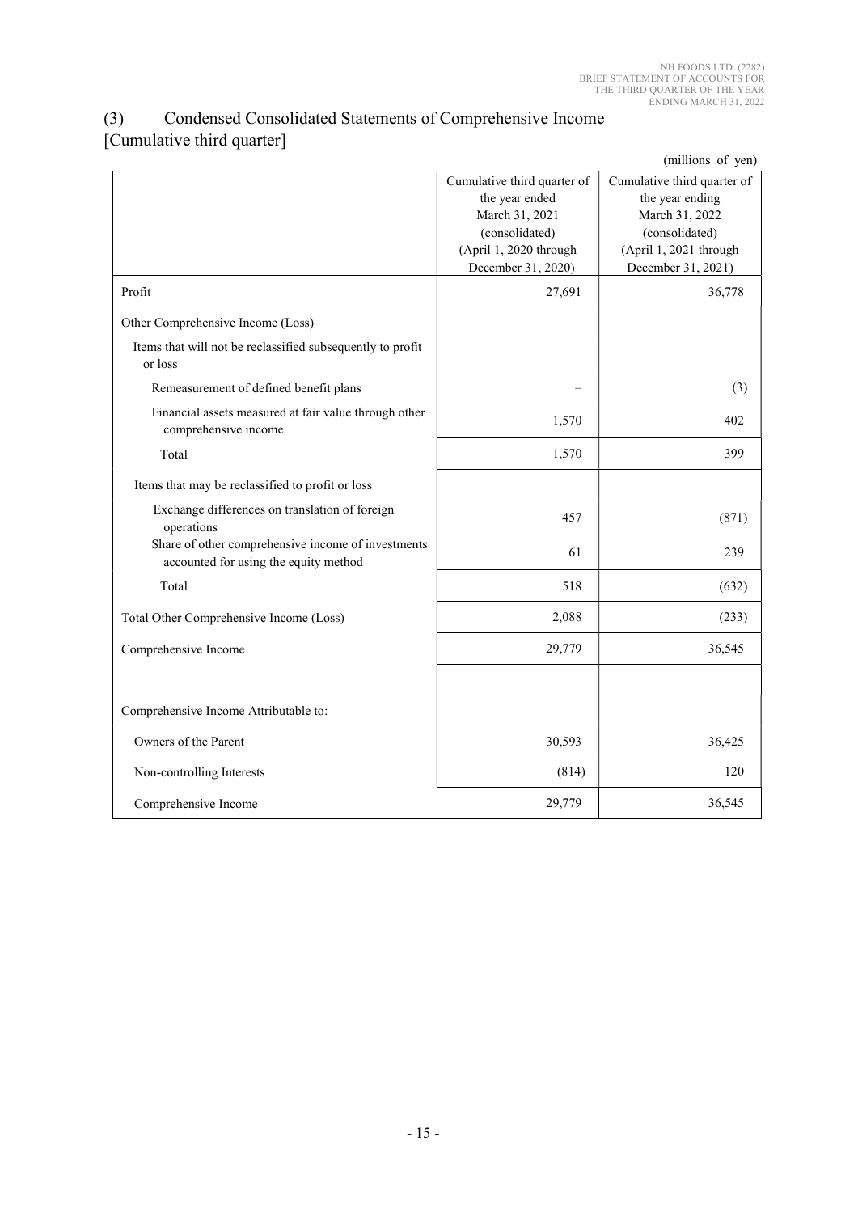## (3) Condensed Consolidated Statements of Comprehensive Income

### [Cumulative third quarter]

(millions of yen)

| | Cumulative third quarter of the year ended March 31, 2021 (consolidated) (April 1, 2020 through December 31, 2020) | Cumulative third quarter of the year ending March 31, 2022 (consolidated) (April 1, 2021 through December 31, 2021) |
|---|---|---|
| Profit | 27,691 | 36,778 |
| Other Comprehensive Income (Loss) | | |
| Items that will not be reclassified subsequently to profit or loss | | |
| Remeasurement of defined benefit plans | – | (3) |
| Financial assets measured at fair value through other comprehensive income | 1,570 | 402 |
| Total | 1,570 | 399 |
| Items that may be reclassified to profit or loss | | |
| Exchange differences on translation of foreign operations | 457 | (871) |
| Share of other comprehensive income of investments accounted for using the equity method | 61 | 239 |
| Total | 518 | (632) |
| Total Other Comprehensive Income (Loss) | 2,088 | (233) |
| Comprehensive Income | 29,779 | 36,545 |
| | | |
| Comprehensive Income Attributable to: | | |
| Owners of the Parent | 30,593 | 36,425 |
| Non-controlling Interests | (814) | 120 |
| Comprehensive Income | 29,779 | 36,545 |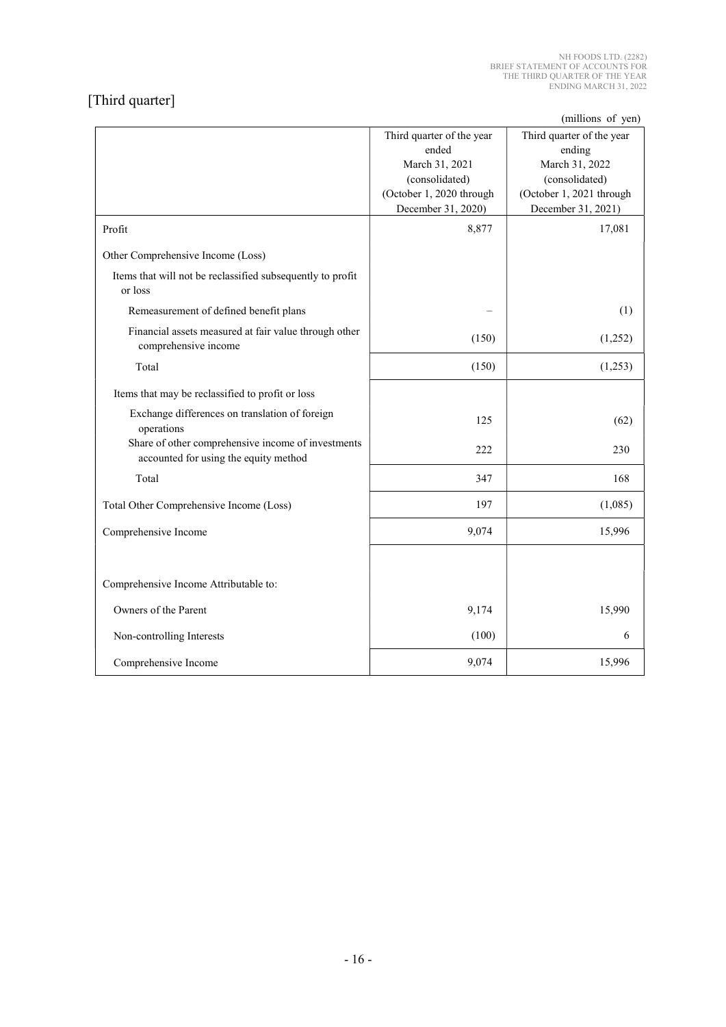## [Third quarter]

(millions of yen)

| | Third quarter of the year ended March 31, 2021 (consolidated) (October 1, 2020 through December 31, 2020) | Third quarter of the year ending March 31, 2022 (consolidated) (October 1, 2021 through December 31, 2021) |
|---|---|---|
| Profit | 8,877 | 17,081 |
| Other Comprehensive Income (Loss) | | |
| Items that will not be reclassified subsequently to profit or loss | | |
| Remeasurement of defined benefit plans | – | (1) |
| Financial assets measured at fair value through other comprehensive income | (150) | (1,252) |
| Total | (150) | (1,253) |
| Items that may be reclassified to profit or loss | | |
| Exchange differences on translation of foreign operations | 125 | (62) |
| Share of other comprehensive income of investments accounted for using the equity method | 222 | 230 |
| Total | 347 | 168 |
| Total Other Comprehensive Income (Loss) | 197 | (1,085) |
| Comprehensive Income | 9,074 | 15,996 |
| Comprehensive Income Attributable to: | | |
| Owners of the Parent | 9,174 | 15,990 |
| Non-controlling Interests | (100) | 6 |
| Comprehensive Income | 9,074 | 15,996 |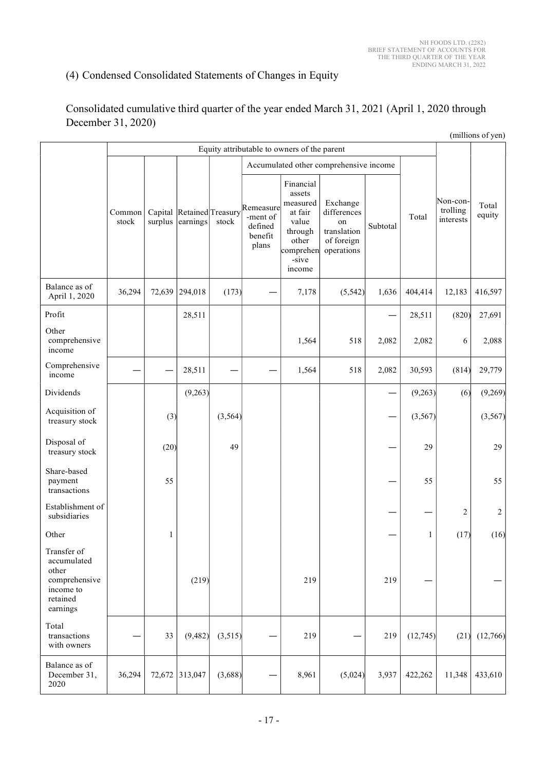## (4) Condensed Consolidated Statements of Changes in Equity

Consolidated cumulative third quarter of the year ended March 31, 2021 (April 1, 2020 through December 31, 2020)

(millions of yen)

| | Equity attributable to owners of the parent | | | | | | | | | | |
|---|---|---|---|---|---|---|---|---|---|---|---|
| | | | | | Accumulated other comprehensive income | | | | | | |
| | Common stock | Capital surplus | Retained earnings | Treasury stock | Remeasurement of defined benefit plans | Financial assets measured at fair value through other comprehensive income | Exchange differences on translation of foreign operations | Subtotal | Total | Non-controlling interests | Total equity |
| Balance as of April 1, 2020 | 36,294 | 72,639 | 294,018 | (173) | — | 7,178 | (5,542) | 1,636 | 404,414 | 12,183 | 416,597 |
| Profit | | | 28,511 | | | | | — | 28,511 | (820) | 27,691 |
| Other comprehensive income | | | | | | 1,564 | 518 | 2,082 | 2,082 | 6 | 2,088 |
| Comprehensive income | — | — | 28,511 | — | — | 1,564 | 518 | 2,082 | 30,593 | (814) | 29,779 |
| Dividends | | | (9,263) | | | | | — | (9,263) | (6) | (9,269) |
| Acquisition of treasury stock | | (3) | | (3,564) | | | | — | (3,567) | | (3,567) |
| Disposal of treasury stock | | (20) | | 49 | | | | — | 29 | | 29 |
| Share-based payment transactions | | 55 | | | | | | — | 55 | | 55 |
| Establishment of subsidiaries | | | | | | | | — | — | 2 | 2 |
| Other | | 1 | | | | | | — | 1 | (17) | (16) |
| Transfer of accumulated other comprehensive income to retained earnings | | | (219) | | | 219 | | 219 | — | | — |
| Total transactions with owners | — | 33 | (9,482) | (3,515) | — | 219 | — | 219 | (12,745) | (21) | (12,766) |
| Balance as of December 31, 2020 | 36,294 | 72,672 | 313,047 | (3,688) | — | 8,961 | (5,024) | 3,937 | 422,262 | 11,348 | 433,610 |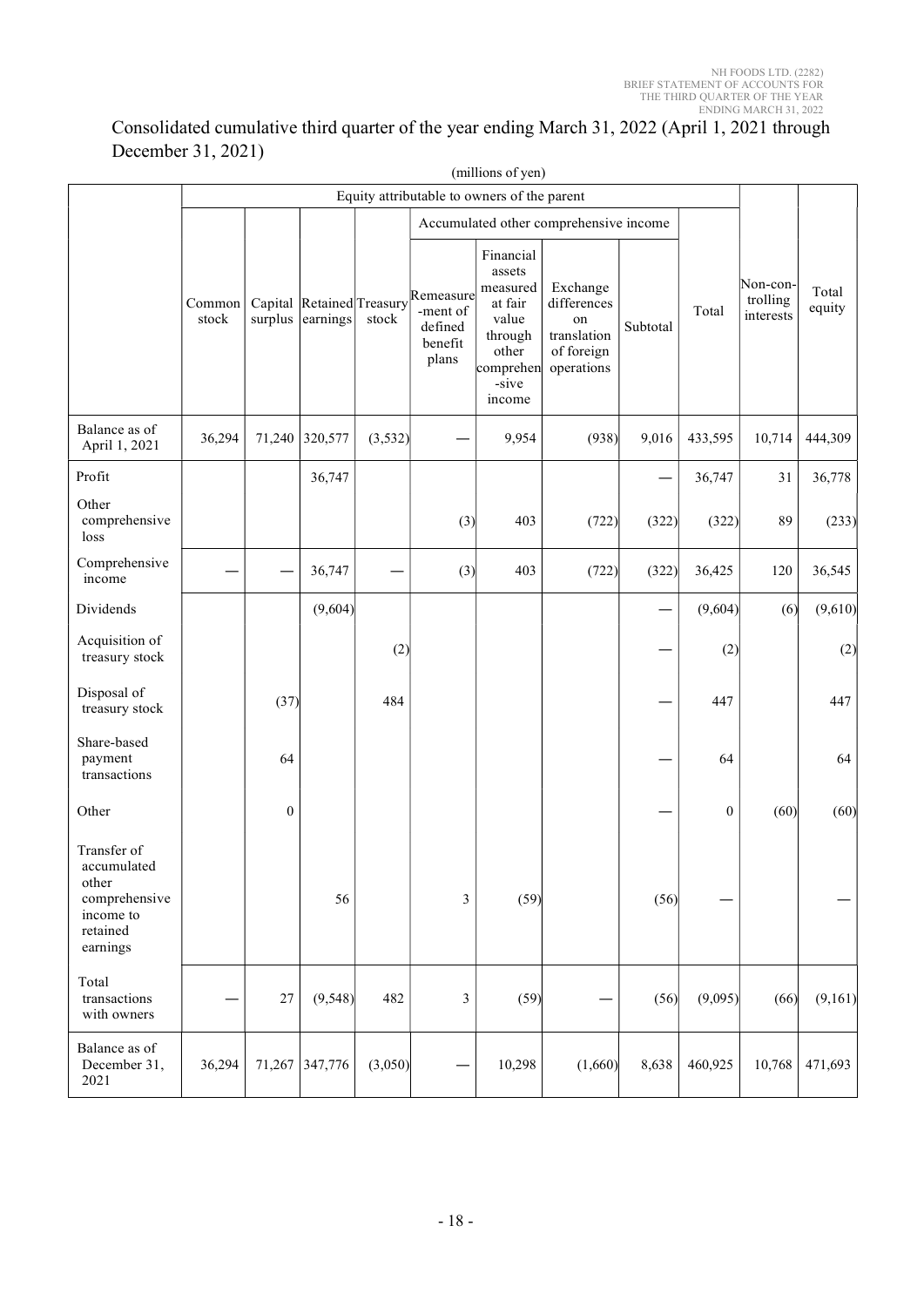Consolidated cumulative third quarter of the year ending March 31, 2022 (April 1, 2021 through December 31, 2021)

(millions of yen)

| | Equity attributable to owners of the parent | | | | | | | | | | |
|---|---|---|---|---|---|---|---|---|---|---|---|
| | | | | | Accumulated other comprehensive income | | | | | | |
| | Common stock | Capital surplus | Retained earnings | Treasury stock | Remeasure-ment of defined benefit plans | Financial assets measured at fair value through other comprehen-sive income | Exchange differences on translation of foreign operations | Subtotal | Total | Non-con-trolling interests | Total equity |
| Balance as of April 1, 2021 | 36,294 | 71,240 | 320,577 | (3,532) | ― | 9,954 | (938) | 9,016 | 433,595 | 10,714 | 444,309 |
| Profit | | | 36,747 | | | | | ― | 36,747 | 31 | 36,778 |
| Other comprehensive loss | | | | | (3) | 403 | (722) | (322) | (322) | 89 | (233) |
| Comprehensive income | ― | ― | 36,747 | ― | (3) | 403 | (722) | (322) | 36,425 | 120 | 36,545 |
| Dividends | | | (9,604) | | | | | ― | (9,604) | (6) | (9,610) |
| Acquisition of treasury stock | | | | (2) | | | | ― | (2) | | (2) |
| Disposal of treasury stock | | (37) | | 484 | | | | ― | 447 | | 447 |
| Share-based payment transactions | | 64 | | | | | | ― | 64 | | 64 |
| Other | | 0 | | | | | | ― | 0 | (60) | (60) |
| Transfer of accumulated other comprehensive income to retained earnings | | | 56 | | 3 | (59) | | (56) | ― | | ― |
| Total transactions with owners | ― | 27 | (9,548) | 482 | 3 | (59) | ― | (56) | (9,095) | (66) | (9,161) |
| Balance as of December 31, 2021 | 36,294 | 71,267 | 347,776 | (3,050) | ― | 10,298 | (1,660) | 8,638 | 460,925 | 10,768 | 471,693 |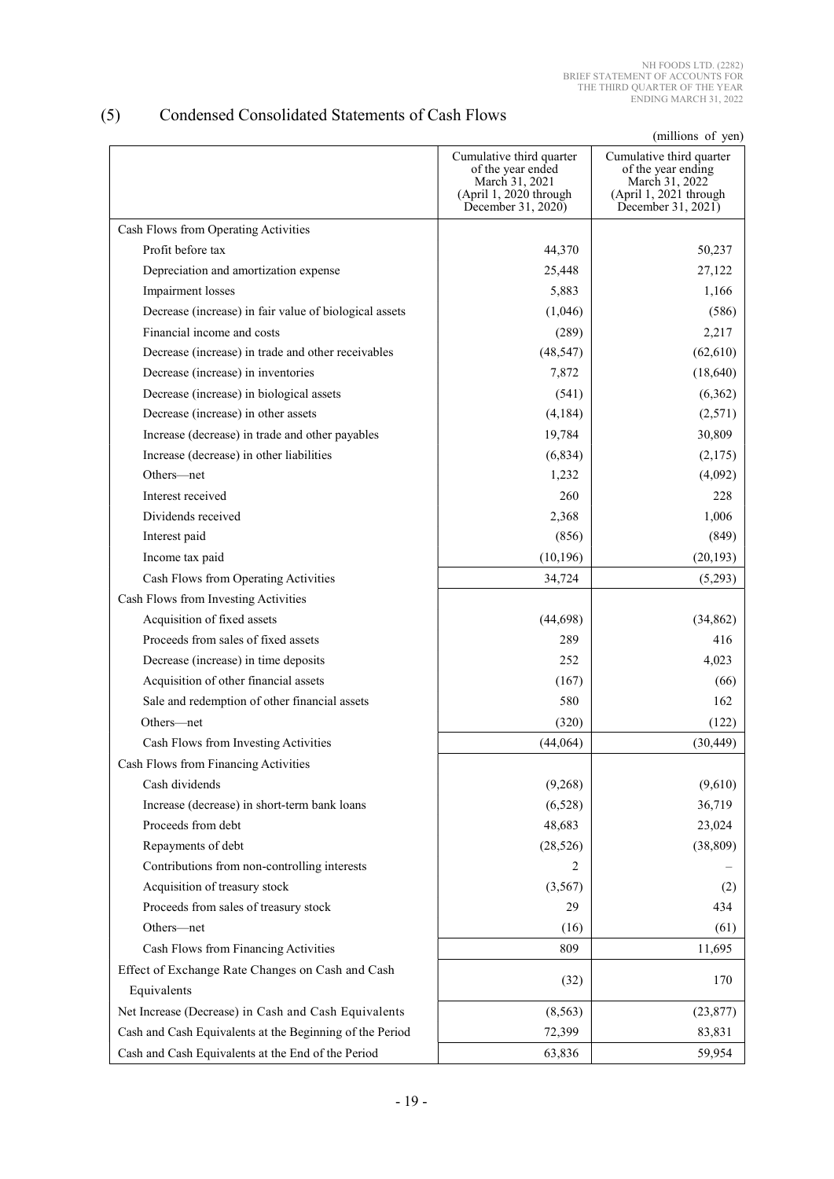## (5) Condensed Consolidated Statements of Cash Flows

(millions of yen)

| | Cumulative third quarter of the year ended March 31, 2021 (April 1, 2020 through December 31, 2020) | Cumulative third quarter of the year ending March 31, 2022 (April 1, 2021 through December 31, 2021) |
|---|---|---|
| Cash Flows from Operating Activities | | |
| Profit before tax | 44,370 | 50,237 |
| Depreciation and amortization expense | 25,448 | 27,122 |
| Impairment losses | 5,883 | 1,166 |
| Decrease (increase) in fair value of biological assets | (1,046) | (586) |
| Financial income and costs | (289) | 2,217 |
| Decrease (increase) in trade and other receivables | (48,547) | (62,610) |
| Decrease (increase) in inventories | 7,872 | (18,640) |
| Decrease (increase) in biological assets | (541) | (6,362) |
| Decrease (increase) in other assets | (4,184) | (2,571) |
| Increase (decrease) in trade and other payables | 19,784 | 30,809 |
| Increase (decrease) in other liabilities | (6,834) | (2,175) |
| Others—net | 1,232 | (4,092) |
| Interest received | 260 | 228 |
| Dividends received | 2,368 | 1,006 |
| Interest paid | (856) | (849) |
| Income tax paid | (10,196) | (20,193) |
| Cash Flows from Operating Activities | 34,724 | (5,293) |
| Cash Flows from Investing Activities | | |
| Acquisition of fixed assets | (44,698) | (34,862) |
| Proceeds from sales of fixed assets | 289 | 416 |
| Decrease (increase) in time deposits | 252 | 4,023 |
| Acquisition of other financial assets | (167) | (66) |
| Sale and redemption of other financial assets | 580 | 162 |
| Others—net | (320) | (122) |
| Cash Flows from Investing Activities | (44,064) | (30,449) |
| Cash Flows from Financing Activities | | |
| Cash dividends | (9,268) | (9,610) |
| Increase (decrease) in short-term bank loans | (6,528) | 36,719 |
| Proceeds from debt | 48,683 | 23,024 |
| Repayments of debt | (28,526) | (38,809) |
| Contributions from non-controlling interests | 2 | – |
| Acquisition of treasury stock | (3,567) | (2) |
| Proceeds from sales of treasury stock | 29 | 434 |
| Others—net | (16) | (61) |
| Cash Flows from Financing Activities | 809 | 11,695 |
| Effect of Exchange Rate Changes on Cash and Cash Equivalents | (32) | 170 |
| Net Increase (Decrease) in Cash and Cash Equivalents | (8,563) | (23,877) |
| Cash and Cash Equivalents at the Beginning of the Period | 72,399 | 83,831 |
| Cash and Cash Equivalents at the End of the Period | 63,836 | 59,954 |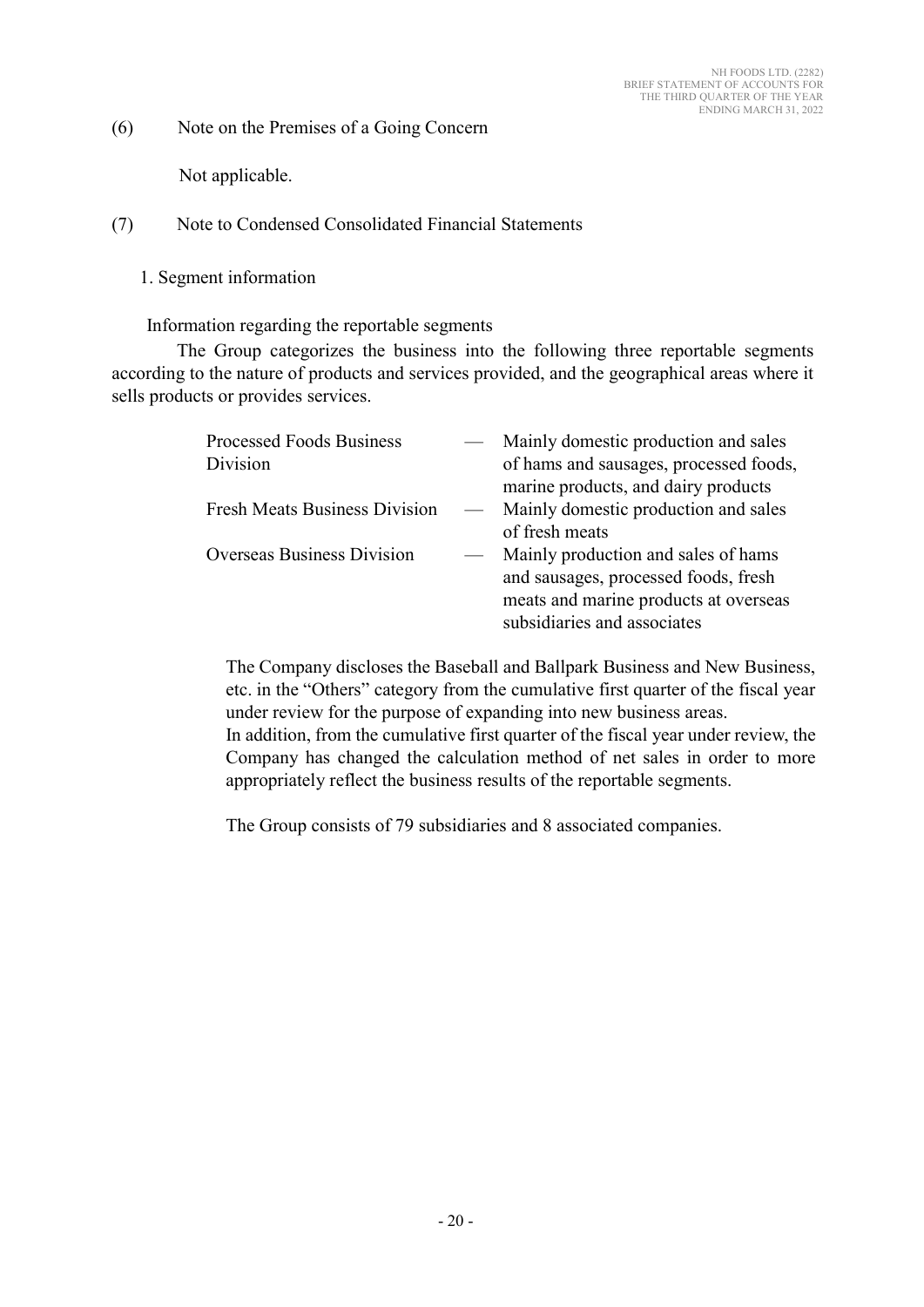(6) Note on the Premises of a Going Concern

Not applicable.

(7) Note to Condensed Consolidated Financial Statements

1. Segment information

Information regarding the reportable segments

The Group categorizes the business into the following three reportable segments according to the nature of products and services provided, and the geographical areas where it sells products or provides services.

| | | |
|---|---|---|
| Processed Foods Business Division | — | Mainly domestic production and sales of hams and sausages, processed foods, marine products, and dairy products |
| Fresh Meats Business Division | — | Mainly domestic production and sales of fresh meats |
| Overseas Business Division | — | Mainly production and sales of hams and sausages, processed foods, fresh meats and marine products at overseas subsidiaries and associates |

The Company discloses the Baseball and Ballpark Business and New Business, etc. in the "Others" category from the cumulative first quarter of the fiscal year under review for the purpose of expanding into new business areas.
In addition, from the cumulative first quarter of the fiscal year under review, the Company has changed the calculation method of net sales in order to more appropriately reflect the business results of the reportable segments.

The Group consists of 79 subsidiaries and 8 associated companies.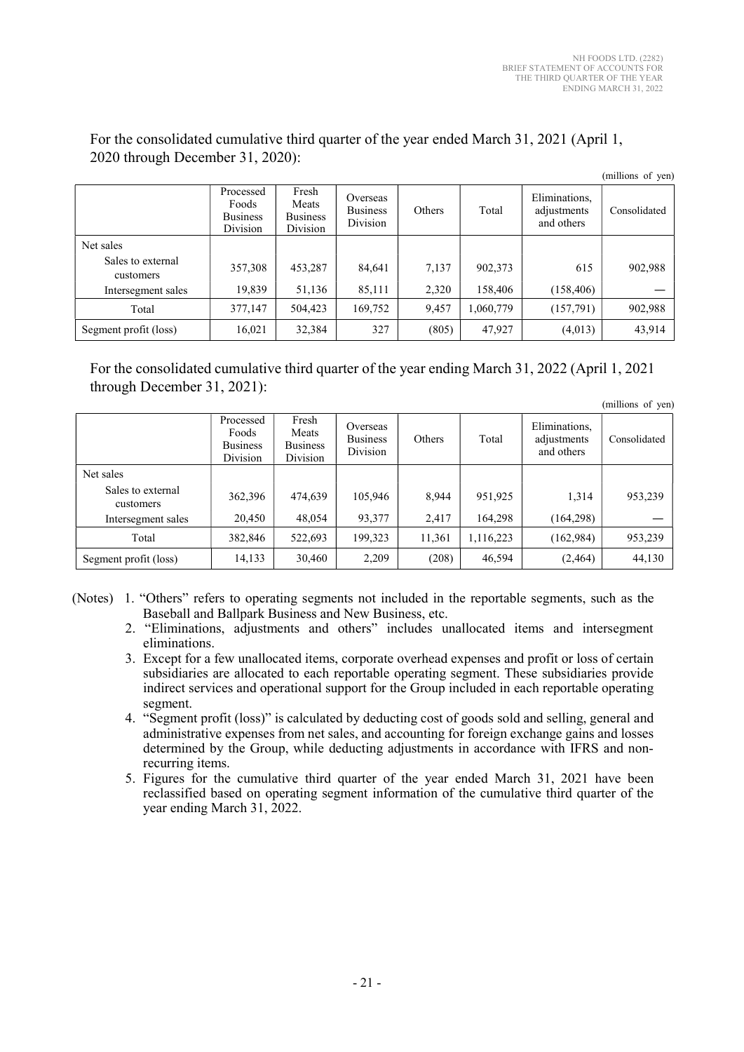For the consolidated cumulative third quarter of the year ended March 31, 2021 (April 1, 2020 through December 31, 2020):

(millions of yen)

| | Processed Foods Business Division | Fresh Meats Business Division | Overseas Business Division | Others | Total | Eliminations, adjustments and others | Consolidated |
|---|---|---|---|---|---|---|---|
| Net sales | | | | | | | |
| Sales to external customers | 357,308 | 453,287 | 84,641 | 7,137 | 902,373 | 615 | 902,988 |
| Intersegment sales | 19,839 | 51,136 | 85,111 | 2,320 | 158,406 | (158,406) | — |
| Total | 377,147 | 504,423 | 169,752 | 9,457 | 1,060,779 | (157,791) | 902,988 |
| Segment profit (loss) | 16,021 | 32,384 | 327 | (805) | 47,927 | (4,013) | 43,914 |

For the consolidated cumulative third quarter of the year ending March 31, 2022 (April 1, 2021 through December 31, 2021):

(millions of yen)

| | Processed Foods Business Division | Fresh Meats Business Division | Overseas Business Division | Others | Total | Eliminations, adjustments and others | Consolidated |
|---|---|---|---|---|---|---|---|
| Net sales | | | | | | | |
| Sales to external customers | 362,396 | 474,639 | 105,946 | 8,944 | 951,925 | 1,314 | 953,239 |
| Intersegment sales | 20,450 | 48,054 | 93,377 | 2,417 | 164,298 | (164,298) | — |
| Total | 382,846 | 522,693 | 199,323 | 11,361 | 1,116,223 | (162,984) | 953,239 |
| Segment profit (loss) | 14,133 | 30,460 | 2,209 | (208) | 46,594 | (2,464) | 44,130 |

(Notes)
1. "Others" refers to operating segments not included in the reportable segments, such as the Baseball and Ballpark Business and New Business, etc.
2. "Eliminations, adjustments and others" includes unallocated items and intersegment eliminations.
3. Except for a few unallocated items, corporate overhead expenses and profit or loss of certain subsidiaries are allocated to each reportable operating segment. These subsidiaries provide indirect services and operational support for the Group included in each reportable operating segment.
4. "Segment profit (loss)" is calculated by deducting cost of goods sold and selling, general and administrative expenses from net sales, and accounting for foreign exchange gains and losses determined by the Group, while deducting adjustments in accordance with IFRS and non-recurring items.
5. Figures for the cumulative third quarter of the year ended March 31, 2021 have been reclassified based on operating segment information of the cumulative third quarter of the year ending March 31, 2022.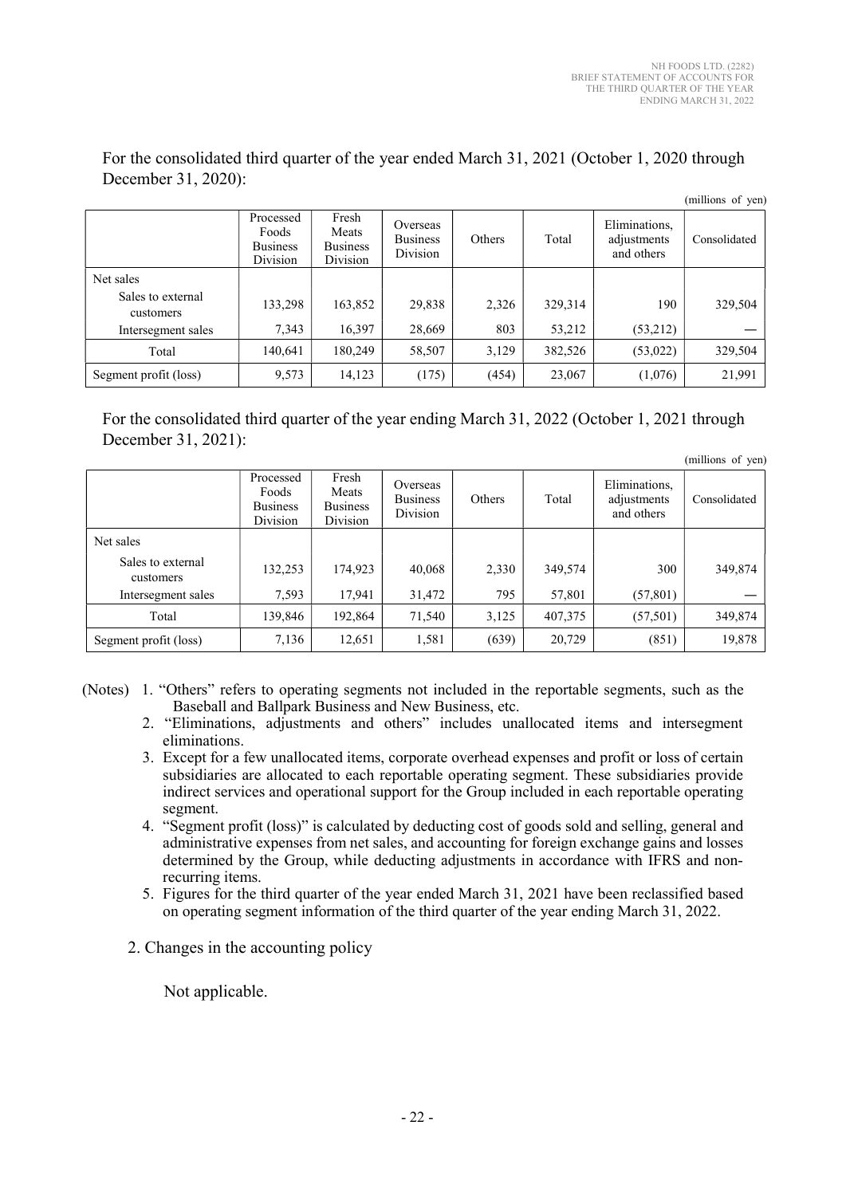For the consolidated third quarter of the year ended March 31, 2021 (October 1, 2020 through December 31, 2020):

(millions of yen)

| | Processed Foods Business Division | Fresh Meats Business Division | Overseas Business Division | Others | Total | Eliminations, adjustments and others | Consolidated |
|---|---|---|---|---|---|---|---|
| Net sales | | | | | | | |
| Sales to external customers | 133,298 | 163,852 | 29,838 | 2,326 | 329,314 | 190 | 329,504 |
| Intersegment sales | 7,343 | 16,397 | 28,669 | 803 | 53,212 | (53,212) | — |
| Total | 140,641 | 180,249 | 58,507 | 3,129 | 382,526 | (53,022) | 329,504 |
| Segment profit (loss) | 9,573 | 14,123 | (175) | (454) | 23,067 | (1,076) | 21,991 |

For the consolidated third quarter of the year ending March 31, 2022 (October 1, 2021 through December 31, 2021):

(millions of yen)

| | Processed Foods Business Division | Fresh Meats Business Division | Overseas Business Division | Others | Total | Eliminations, adjustments and others | Consolidated |
|---|---|---|---|---|---|---|---|
| Net sales | | | | | | | |
| Sales to external customers | 132,253 | 174,923 | 40,068 | 2,330 | 349,574 | 300 | 349,874 |
| Intersegment sales | 7,593 | 17,941 | 31,472 | 795 | 57,801 | (57,801) | — |
| Total | 139,846 | 192,864 | 71,540 | 3,125 | 407,375 | (57,501) | 349,874 |
| Segment profit (loss) | 7,136 | 12,651 | 1,581 | (639) | 20,729 | (851) | 19,878 |

(Notes) 1. "Others" refers to operating segments not included in the reportable segments, such as the Baseball and Ballpark Business and New Business, etc.

2. "Eliminations, adjustments and others" includes unallocated items and intersegment eliminations.

3. Except for a few unallocated items, corporate overhead expenses and profit or loss of certain subsidiaries are allocated to each reportable operating segment. These subsidiaries provide indirect services and operational support for the Group included in each reportable operating segment.

4. "Segment profit (loss)" is calculated by deducting cost of goods sold and selling, general and administrative expenses from net sales, and accounting for foreign exchange gains and losses determined by the Group, while deducting adjustments in accordance with IFRS and non-recurring items.

5. Figures for the third quarter of the year ended March 31, 2021 have been reclassified based on operating segment information of the third quarter of the year ending March 31, 2022.

2. Changes in the accounting policy

Not applicable.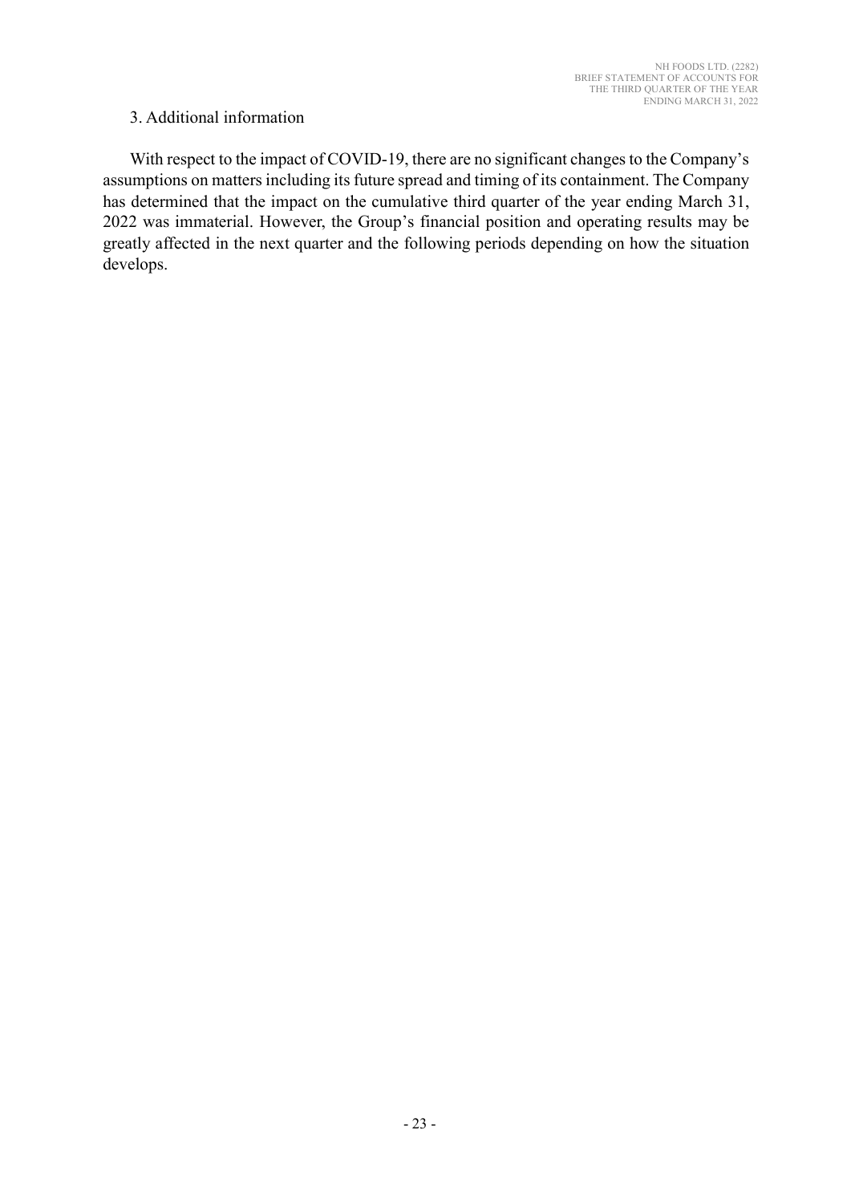### 3. Additional information

With respect to the impact of COVID-19, there are no significant changes to the Company's assumptions on matters including its future spread and timing of its containment. The Company has determined that the impact on the cumulative third quarter of the year ending March 31, 2022 was immaterial. However, the Group's financial position and operating results may be greatly affected in the next quarter and the following periods depending on how the situation develops.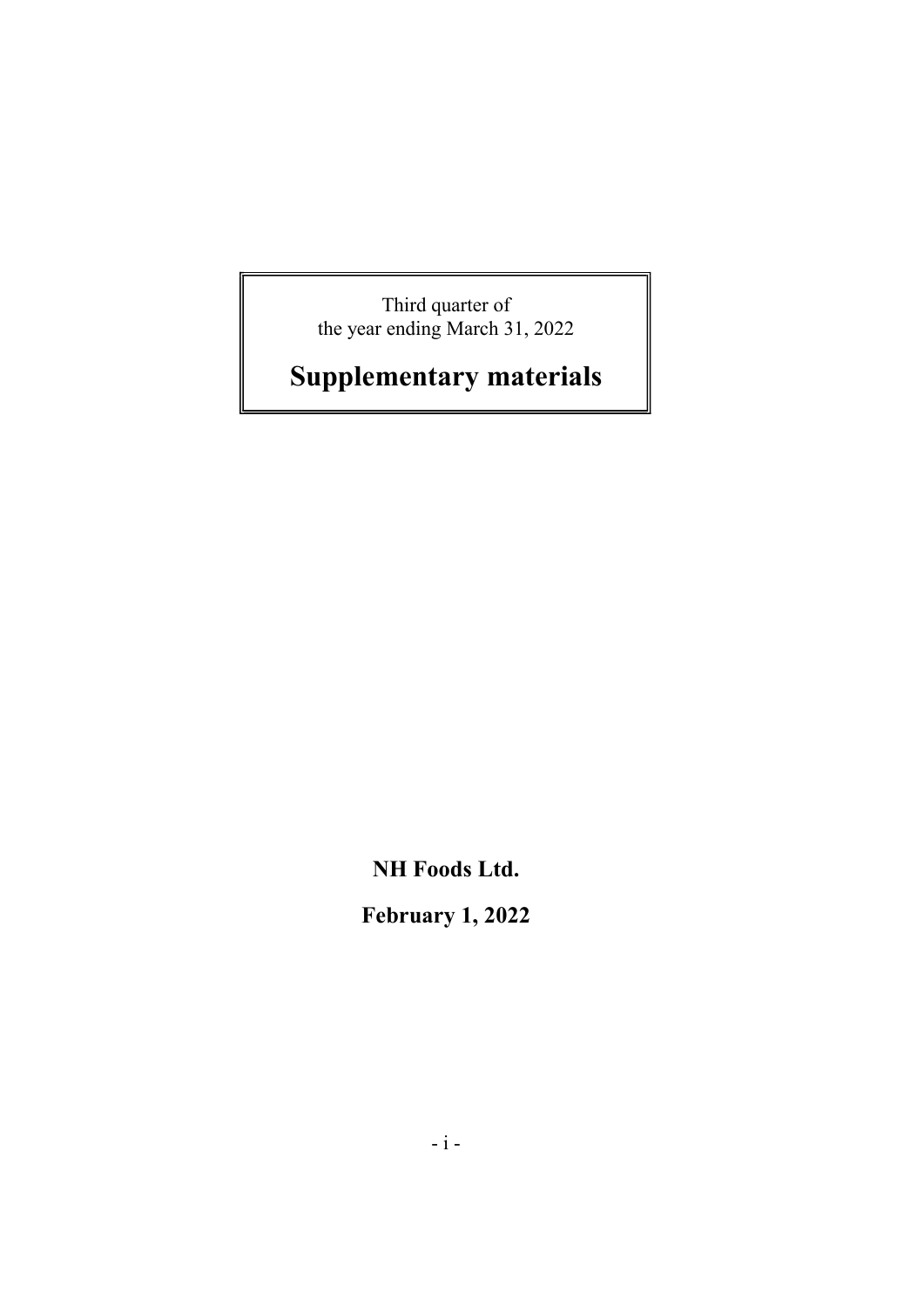Third quarter of
the year ending March 31, 2022

# Supplementary materials

**NH Foods Ltd.**

**February 1, 2022**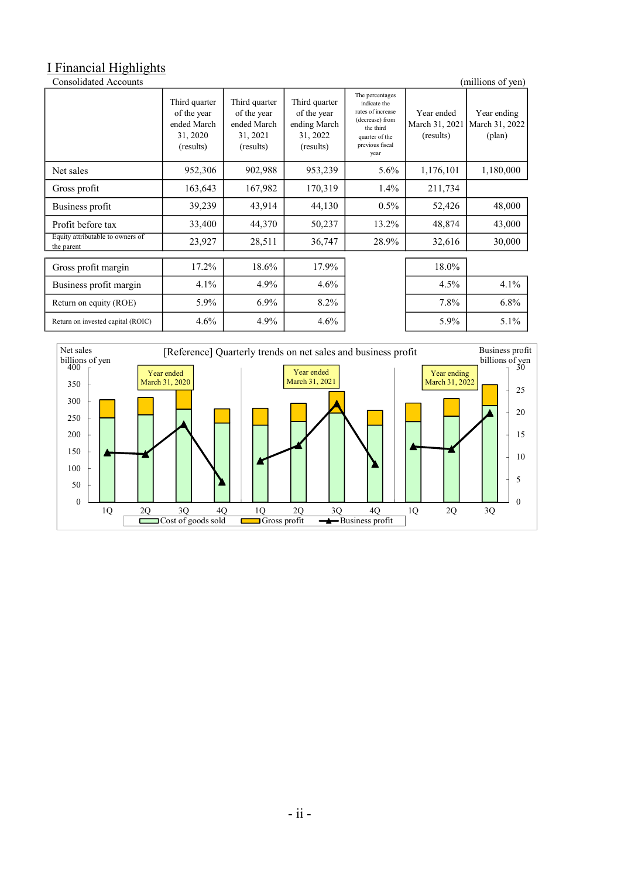# I Financial Highlights

Consolidated Accounts (millions of yen)

| | Third quarter of the year ended March 31, 2020 (results) | Third quarter of the year ended March 31, 2021 (results) | Third quarter of the year ending March 31, 2022 (results) | The percentages indicate the rates of increase (decrease) from the third quarter of the previous fiscal year | Year ended March 31, 2021 (results) | Year ending March 31, 2022 (plan) |
|---|---|---|---|---|---|---|
| Net sales | 952,306 | 902,988 | 953,239 | 5.6% | 1,176,101 | 1,180,000 |
| Gross profit | 163,643 | 167,982 | 170,319 | 1.4% | 211,734 | |
| Business profit | 39,239 | 43,914 | 44,130 | 0.5% | 52,426 | 48,000 |
| Profit before tax | 33,400 | 44,370 | 50,237 | 13.2% | 48,874 | 43,000 |
| Equity attributable to owners of the parent | 23,927 | 28,511 | 36,747 | 28.9% | 32,616 | 30,000 |
| Gross profit margin | 17.2% | 18.6% | 17.9% | | 18.0% | |
| Business profit margin | 4.1% | 4.9% | 4.6% | | 4.5% | 4.1% |
| Return on equity (ROE) | 5.9% | 6.9% | 8.2% | | 7.8% | 6.8% |
| Return on invested capital (ROIC) | 4.6% | 4.9% | 4.6% | | 5.9% | 5.1% |

[Reference] Quarterly trends on net sales and business profit

Net sales billions of yen / Business profit billions of yen

Year ended March 31, 2020 / Year ended March 31, 2021 / Year ending March 31, 2022

1Q 2Q 3Q 4Q 1Q 2Q 3Q 4Q 1Q 2Q 3Q

Cost of goods sold / Gross profit / Business profit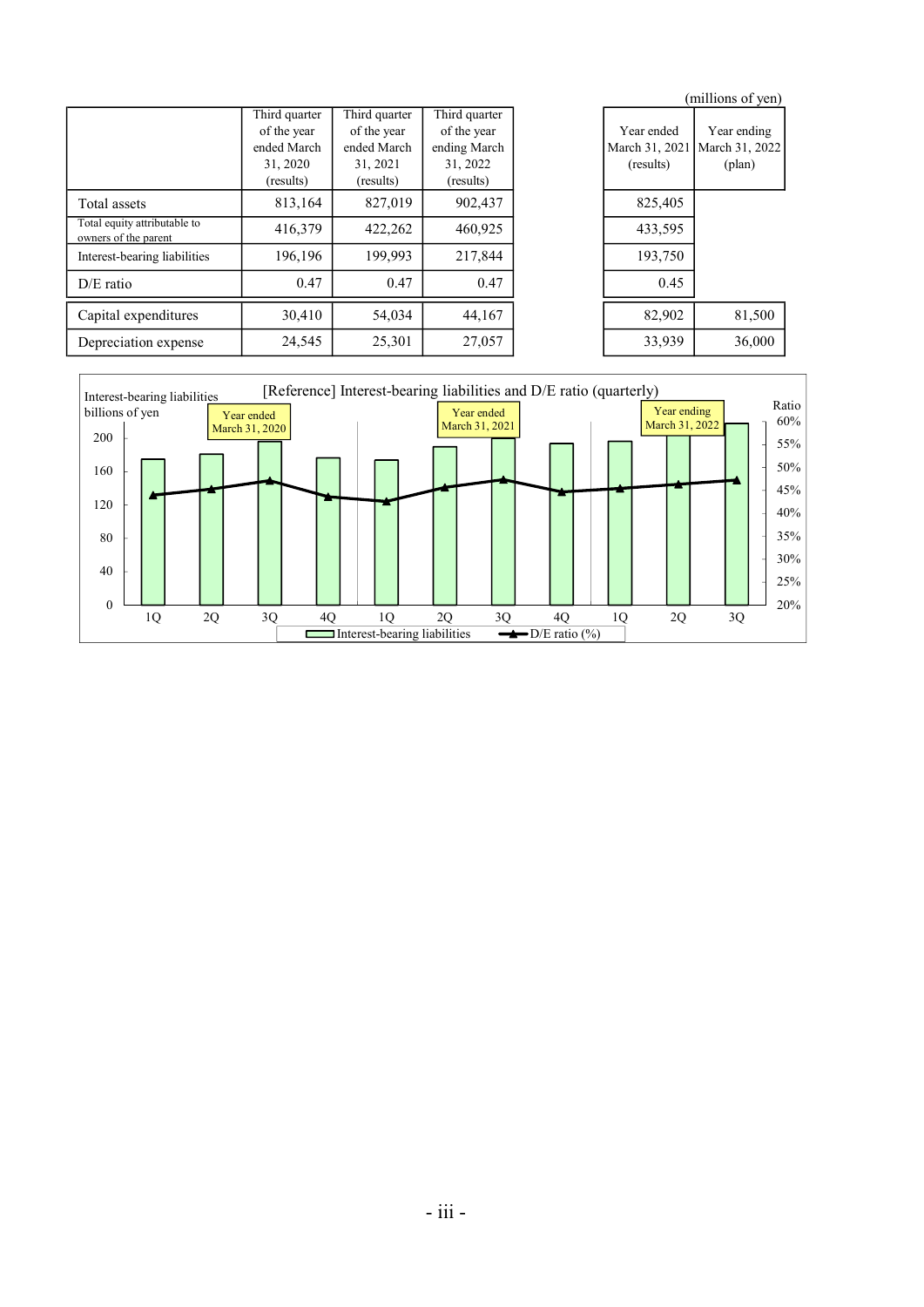(millions of yen)

| | Third quarter of the year ended March 31, 2020 (results) | Third quarter of the year ended March 31, 2021 (results) | Third quarter of the year ending March 31, 2022 (results) | Year ended March 31, 2021 (results) | Year ending March 31, 2022 (plan) |
|---|---|---|---|---|---|
| Total assets | 813,164 | 827,019 | 902,437 | 825,405 | |
| Total equity attributable to owners of the parent | 416,379 | 422,262 | 460,925 | 433,595 | |
| Interest-bearing liabilities | 196,196 | 199,993 | 217,844 | 193,750 | |
| D/E ratio | 0.47 | 0.47 | 0.47 | 0.45 | |
| Capital expenditures | 30,410 | 54,034 | 44,167 | 82,902 | 81,500 |
| Depreciation expense | 24,545 | 25,301 | 27,057 | 33,939 | 36,000 |

[Reference] Interest-bearing liabilities and D/E ratio (quarterly)

Interest-bearing liabilities billions of yen; Ratio

Year ended March 31, 2020: 1Q, 2Q, 3Q, 4Q
Year ended March 31, 2021: 1Q, 2Q, 3Q, 4Q
Year ending March 31, 2022: 1Q, 2Q, 3Q

Legend: Interest-bearing liabilities; D/E ratio (%)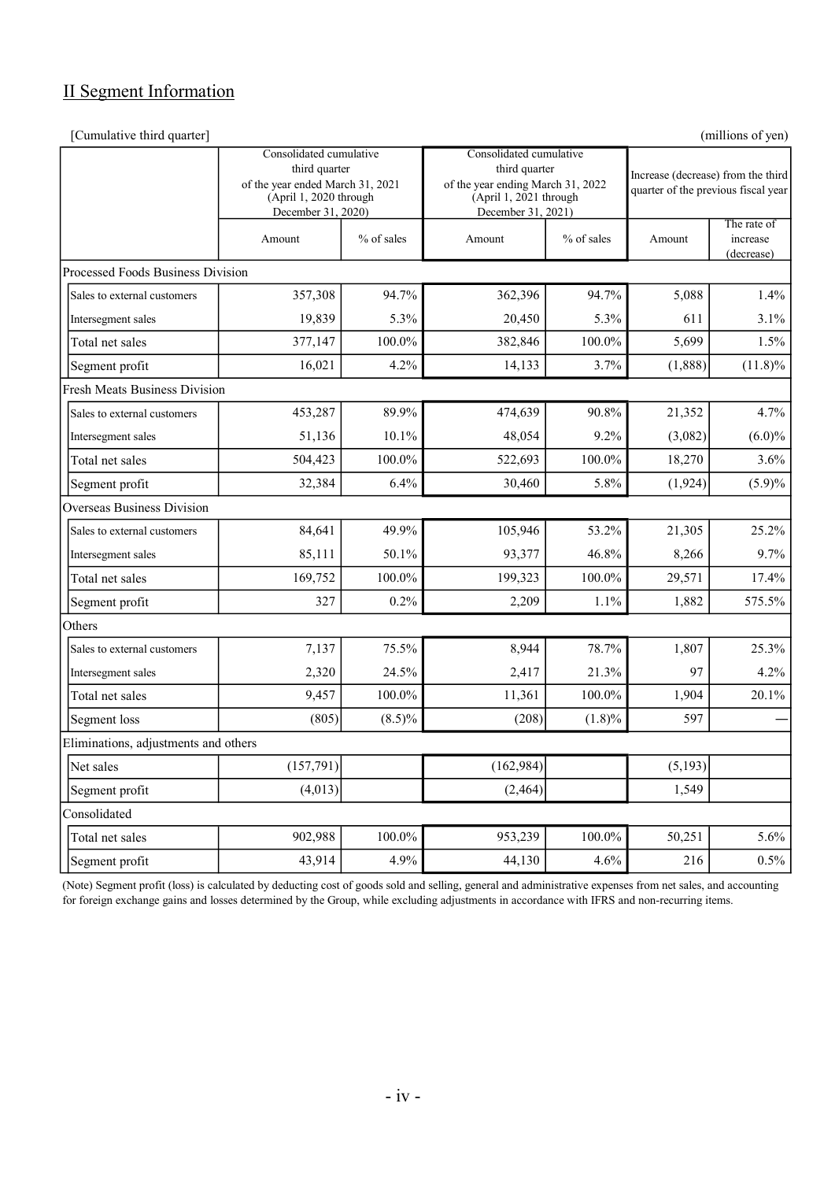## II Segment Information

[Cumulative third quarter] (millions of yen)

| | Consolidated cumulative third quarter of the year ended March 31, 2021 (April 1, 2020 through December 31, 2020) | | Consolidated cumulative third quarter of the year ending March 31, 2022 (April 1, 2021 through December 31, 2021) | | Increase (decrease) from the third quarter of the previous fiscal year | |
|---|---|---|---|---|---|---|
| | Amount | % of sales | Amount | % of sales | Amount | The rate of increase (decrease) |
| **Processed Foods Business Division** | | | | | | |
| Sales to external customers | 357,308 | 94.7% | 362,396 | 94.7% | 5,088 | 1.4% |
| Intersegment sales | 19,839 | 5.3% | 20,450 | 5.3% | 611 | 3.1% |
| Total net sales | 377,147 | 100.0% | 382,846 | 100.0% | 5,699 | 1.5% |
| Segment profit | 16,021 | 4.2% | 14,133 | 3.7% | (1,888) | (11.8)% |
| **Fresh Meats Business Division** | | | | | | |
| Sales to external customers | 453,287 | 89.9% | 474,639 | 90.8% | 21,352 | 4.7% |
| Intersegment sales | 51,136 | 10.1% | 48,054 | 9.2% | (3,082) | (6.0)% |
| Total net sales | 504,423 | 100.0% | 522,693 | 100.0% | 18,270 | 3.6% |
| Segment profit | 32,384 | 6.4% | 30,460 | 5.8% | (1,924) | (5.9)% |
| **Overseas Business Division** | | | | | | |
| Sales to external customers | 84,641 | 49.9% | 105,946 | 53.2% | 21,305 | 25.2% |
| Intersegment sales | 85,111 | 50.1% | 93,377 | 46.8% | 8,266 | 9.7% |
| Total net sales | 169,752 | 100.0% | 199,323 | 100.0% | 29,571 | 17.4% |
| Segment profit | 327 | 0.2% | 2,209 | 1.1% | 1,882 | 575.5% |
| **Others** | | | | | | |
| Sales to external customers | 7,137 | 75.5% | 8,944 | 78.7% | 1,807 | 25.3% |
| Intersegment sales | 2,320 | 24.5% | 2,417 | 21.3% | 97 | 4.2% |
| Total net sales | 9,457 | 100.0% | 11,361 | 100.0% | 1,904 | 20.1% |
| Segment loss | (805) | (8.5)% | (208) | (1.8)% | 597 | — |
| **Eliminations, adjustments and others** | | | | | | |
| Net sales | (157,791) | | (162,984) | | (5,193) | |
| Segment profit | (4,013) | | (2,464) | | 1,549 | |
| **Consolidated** | | | | | | |
| Total net sales | 902,988 | 100.0% | 953,239 | 100.0% | 50,251 | 5.6% |
| Segment profit | 43,914 | 4.9% | 44,130 | 4.6% | 216 | 0.5% |

(Note) Segment profit (loss) is calculated by deducting cost of goods sold and selling, general and administrative expenses from net sales, and accounting for foreign exchange gains and losses determined by the Group, while excluding adjustments in accordance with IFRS and non-recurring items.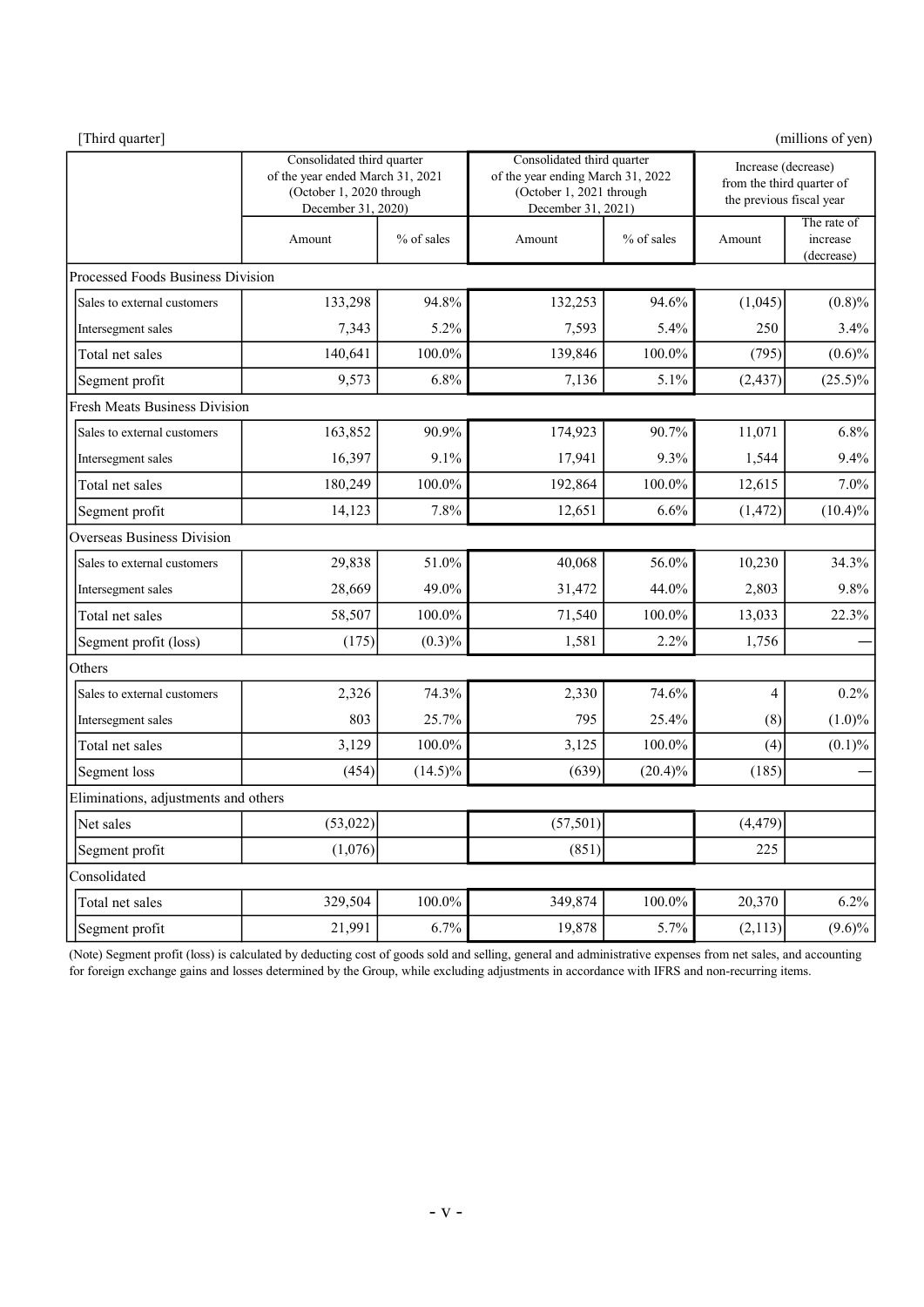[Third quarter]

(millions of yen)

| | Consolidated third quarter of the year ended March 31, 2021 (October 1, 2020 through December 31, 2020) | | Consolidated third quarter of the year ending March 31, 2022 (October 1, 2021 through December 31, 2021) | | Increase (decrease) from the third quarter of the previous fiscal year | |
|---|---|---|---|---|---|---|
| | Amount | % of sales | Amount | % of sales | Amount | The rate of increase (decrease) |
| **Processed Foods Business Division** | | | | | | |
| Sales to external customers | 133,298 | 94.8% | 132,253 | 94.6% | (1,045) | (0.8)% |
| Intersegment sales | 7,343 | 5.2% | 7,593 | 5.4% | 250 | 3.4% |
| Total net sales | 140,641 | 100.0% | 139,846 | 100.0% | (795) | (0.6)% |
| Segment profit | 9,573 | 6.8% | 7,136 | 5.1% | (2,437) | (25.5)% |
| **Fresh Meats Business Division** | | | | | | |
| Sales to external customers | 163,852 | 90.9% | 174,923 | 90.7% | 11,071 | 6.8% |
| Intersegment sales | 16,397 | 9.1% | 17,941 | 9.3% | 1,544 | 9.4% |
| Total net sales | 180,249 | 100.0% | 192,864 | 100.0% | 12,615 | 7.0% |
| Segment profit | 14,123 | 7.8% | 12,651 | 6.6% | (1,472) | (10.4)% |
| **Overseas Business Division** | | | | | | |
| Sales to external customers | 29,838 | 51.0% | 40,068 | 56.0% | 10,230 | 34.3% |
| Intersegment sales | 28,669 | 49.0% | 31,472 | 44.0% | 2,803 | 9.8% |
| Total net sales | 58,507 | 100.0% | 71,540 | 100.0% | 13,033 | 22.3% |
| Segment profit (loss) | (175) | (0.3)% | 1,581 | 2.2% | 1,756 | ― |
| **Others** | | | | | | |
| Sales to external customers | 2,326 | 74.3% | 2,330 | 74.6% | 4 | 0.2% |
| Intersegment sales | 803 | 25.7% | 795 | 25.4% | (8) | (1.0)% |
| Total net sales | 3,129 | 100.0% | 3,125 | 100.0% | (4) | (0.1)% |
| Segment loss | (454) | (14.5)% | (639) | (20.4)% | (185) | ― |
| **Eliminations, adjustments and others** | | | | | | |
| Net sales | (53,022) | | (57,501) | | (4,479) | |
| Segment profit | (1,076) | | (851) | | 225 | |
| **Consolidated** | | | | | | |
| Total net sales | 329,504 | 100.0% | 349,874 | 100.0% | 20,370 | 6.2% |
| Segment profit | 21,991 | 6.7% | 19,878 | 5.7% | (2,113) | (9.6)% |

(Note) Segment profit (loss) is calculated by deducting cost of goods sold and selling, general and administrative expenses from net sales, and accounting for foreign exchange gains and losses determined by the Group, while excluding adjustments in accordance with IFRS and non-recurring items.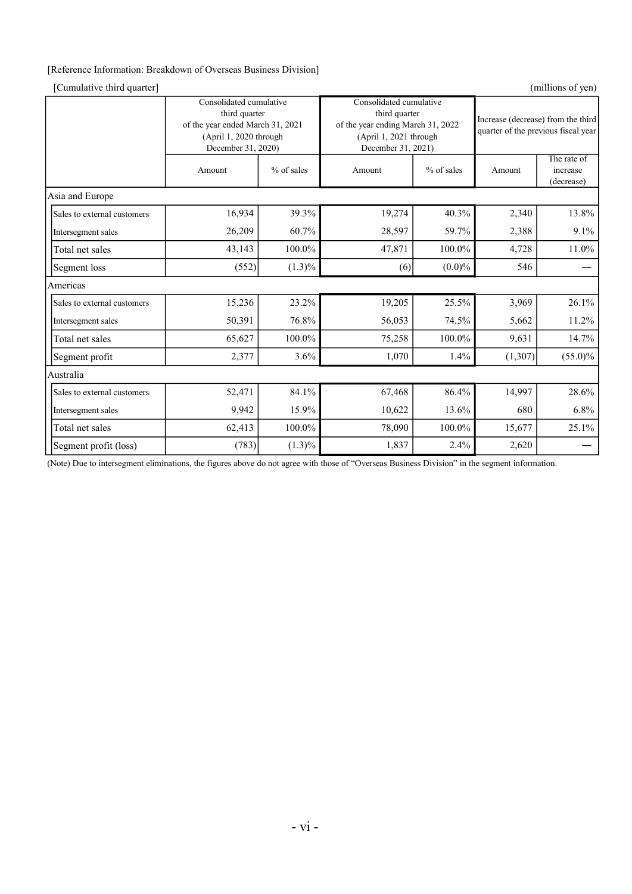[Reference Information: Breakdown of Overseas Business Division]

[Cumulative third quarter] (millions of yen)

| | Consolidated cumulative third quarter of the year ended March 31, 2021 (April 1, 2020 through December 31, 2020) | | Consolidated cumulative third quarter of the year ending March 31, 2022 (April 1, 2021 through December 31, 2021) | | Increase (decrease) from the third quarter of the previous fiscal year | |
|---|---|---|---|---|---|---|
| | Amount | % of sales | Amount | % of sales | Amount | The rate of increase (decrease) |
| **Asia and Europe** | | | | | | |
| Sales to external customers | 16,934 | 39.3% | 19,274 | 40.3% | 2,340 | 13.8% |
| Intersegment sales | 26,209 | 60.7% | 28,597 | 59.7% | 2,388 | 9.1% |
| Total net sales | 43,143 | 100.0% | 47,871 | 100.0% | 4,728 | 11.0% |
| Segment loss | (552) | (1.3)% | (6) | (0.0)% | 546 | — |
| **Americas** | | | | | | |
| Sales to external customers | 15,236 | 23.2% | 19,205 | 25.5% | 3,969 | 26.1% |
| Intersegment sales | 50,391 | 76.8% | 56,053 | 74.5% | 5,662 | 11.2% |
| Total net sales | 65,627 | 100.0% | 75,258 | 100.0% | 9,631 | 14.7% |
| Segment profit | 2,377 | 3.6% | 1,070 | 1.4% | (1,307) | (55.0)% |
| **Australia** | | | | | | |
| Sales to external customers | 52,471 | 84.1% | 67,468 | 86.4% | 14,997 | 28.6% |
| Intersegment sales | 9,942 | 15.9% | 10,622 | 13.6% | 680 | 6.8% |
| Total net sales | 62,413 | 100.0% | 78,090 | 100.0% | 15,677 | 25.1% |
| Segment profit (loss) | (783) | (1.3)% | 1,837 | 2.4% | 2,620 | — |

(Note) Due to intersegment eliminations, the figures above do not agree with those of "Overseas Business Division" in the segment information.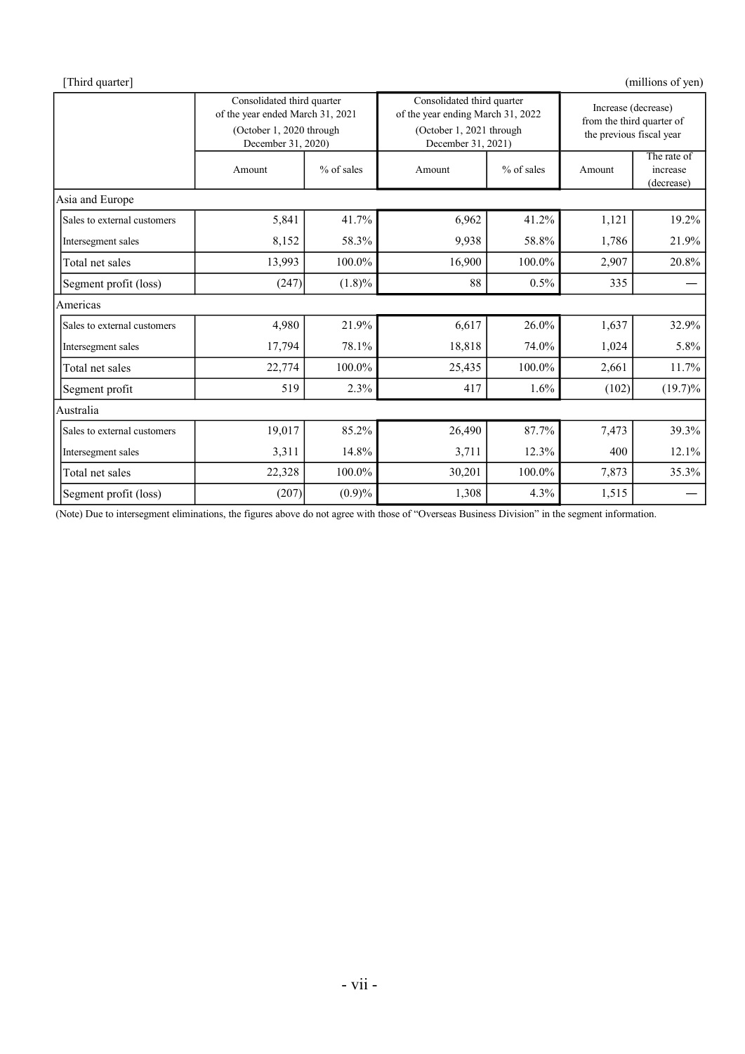[Third quarter]

(millions of yen)

| | Consolidated third quarter of the year ended March 31, 2021 (October 1, 2020 through December 31, 2020) | | Consolidated third quarter of the year ending March 31, 2022 (October 1, 2021 through December 31, 2021) | | Increase (decrease) from the third quarter of the previous fiscal year | |
|---|---|---|---|---|---|---|
| | Amount | % of sales | Amount | % of sales | Amount | The rate of increase (decrease) |
| **Asia and Europe** | | | | | | |
| Sales to external customers | 5,841 | 41.7% | 6,962 | 41.2% | 1,121 | 19.2% |
| Intersegment sales | 8,152 | 58.3% | 9,938 | 58.8% | 1,786 | 21.9% |
| Total net sales | 13,993 | 100.0% | 16,900 | 100.0% | 2,907 | 20.8% |
| Segment profit (loss) | (247) | (1.8)% | 88 | 0.5% | 335 | — |
| **Americas** | | | | | | |
| Sales to external customers | 4,980 | 21.9% | 6,617 | 26.0% | 1,637 | 32.9% |
| Intersegment sales | 17,794 | 78.1% | 18,818 | 74.0% | 1,024 | 5.8% |
| Total net sales | 22,774 | 100.0% | 25,435 | 100.0% | 2,661 | 11.7% |
| Segment profit | 519 | 2.3% | 417 | 1.6% | (102) | (19.7)% |
| **Australia** | | | | | | |
| Sales to external customers | 19,017 | 85.2% | 26,490 | 87.7% | 7,473 | 39.3% |
| Intersegment sales | 3,311 | 14.8% | 3,711 | 12.3% | 400 | 12.1% |
| Total net sales | 22,328 | 100.0% | 30,201 | 100.0% | 7,873 | 35.3% |
| Segment profit (loss) | (207) | (0.9)% | 1,308 | 4.3% | 1,515 | — |

(Note) Due to intersegment eliminations, the figures above do not agree with those of "Overseas Business Division" in the segment information.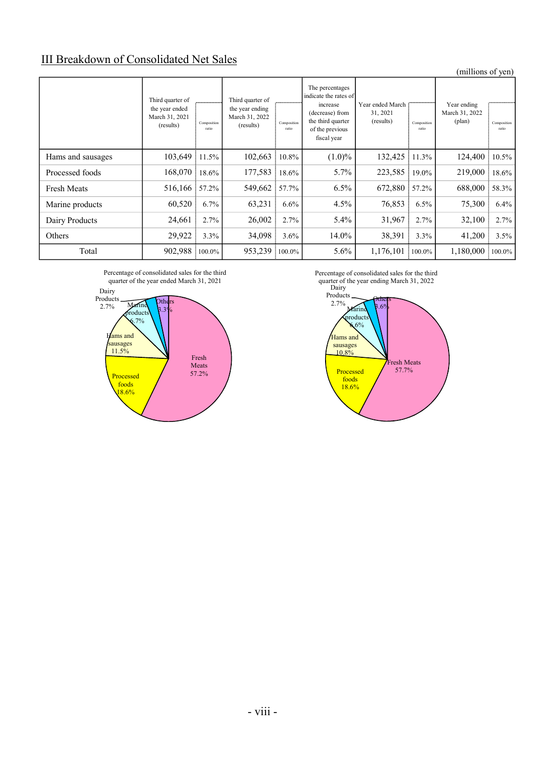## III Breakdown of Consolidated Net Sales

(millions of yen)

| | Third quarter of the year ended March 31, 2021 (results) | Composition ratio | Third quarter of the year ending March 31, 2022 (results) | Composition ratio | The percentages indicate the rates of increase (decrease) from the third quarter of the previous fiscal year | Year ended March 31, 2021 (results) | Composition ratio | Year ending March 31, 2022 (plan) | Composition ratio |
|---|---|---|---|---|---|---|---|---|---|
| Hams and sausages | 103,649 | 11.5% | 102,663 | 10.8% | (1.0)% | 132,425 | 11.3% | 124,400 | 10.5% |
| Processed foods | 168,070 | 18.6% | 177,583 | 18.6% | 5.7% | 223,585 | 19.0% | 219,000 | 18.6% |
| Fresh Meats | 516,166 | 57.2% | 549,662 | 57.7% | 6.5% | 672,880 | 57.2% | 688,000 | 58.3% |
| Marine products | 60,520 | 6.7% | 63,231 | 6.6% | 4.5% | 76,853 | 6.5% | 75,300 | 6.4% |
| Dairy Products | 24,661 | 2.7% | 26,002 | 2.7% | 5.4% | 31,967 | 2.7% | 32,100 | 2.7% |
| Others | 29,922 | 3.3% | 34,098 | 3.6% | 14.0% | 38,391 | 3.3% | 41,200 | 3.5% |
| Total | 902,988 | 100.0% | 953,239 | 100.0% | 5.6% | 1,176,101 | 100.0% | 1,180,000 | 100.0% |

Percentage of consolidated sales for the third quarter of the year ended March 31, 2021

Dairy Products 2.7%
Marine products 6.7%
Others 3.3%
Hams and sausages 11.5%
Processed foods 18.6%
Fresh Meats 57.2%

Percentage of consolidated sales for the third quarter of the year ending March 31, 2022

Dairy Products 2.7%
Marine products 6.6%
Others 3.6%
Hams and sausages 10.8%
Processed foods 18.6%
Fresh Meats 57.7%